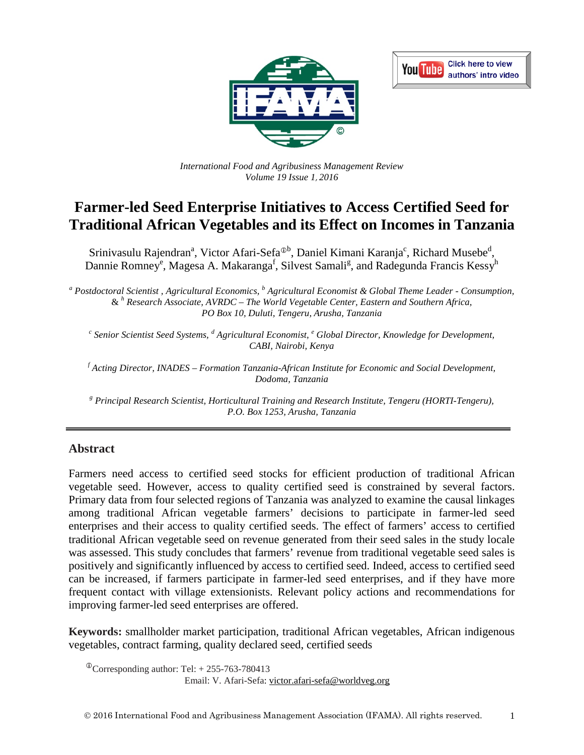*International Food and Agribusiness Management Review*
*Volume 19 Issue 1, 2016*

# Farmer-led Seed Enterprise Initiatives to Access Certified Seed for Traditional African Vegetables and its Effect on Incomes in Tanzania

Srinivasulu Rajendran[a], Victor Afari-Sefa[①b], Daniel Kimani Karanja[c], Richard Musebe[d], Dannie Romney[e], Magesa A. Makaranga[f], Silvest Samali[g], and Radegunda Francis Kessy[h]

[a] *Postdoctoral Scientist , Agricultural Economics,* [b] *Agricultural Economist & Global Theme Leader - Consumption,* & [h] *Research Associate, AVRDC – The World Vegetable Center, Eastern and Southern Africa, PO Box 10, Duluti, Tengeru, Arusha, Tanzania*

[c] *Senior Scientist Seed Systems,* [d] *Agricultural Economist,* [e] *Global Director, Knowledge for Development, CABI, Nairobi, Kenya*

[f] *Acting Director, INADES – Formation Tanzania-African Institute for Economic and Social Development, Dodoma, Tanzania*

[g] *Principal Research Scientist, Horticultural Training and Research Institute, Tengeru (HORTI-Tengeru), P.O. Box 1253, Arusha, Tanzania*

---

## Abstract

Farmers need access to certified seed stocks for efficient production of traditional African vegetable seed. However, access to quality certified seed is constrained by several factors. Primary data from four selected regions of Tanzania was analyzed to examine the causal linkages among traditional African vegetable farmers' decisions to participate in farmer-led seed enterprises and their access to quality certified seeds. The effect of farmers' access to certified traditional African vegetable seed on revenue generated from their seed sales in the study locale was assessed. This study concludes that farmers' revenue from traditional vegetable seed sales is positively and significantly influenced by access to certified seed. Indeed, access to certified seed can be increased, if farmers participate in farmer-led seed enterprises, and if they have more frequent contact with village extensionists. Relevant policy actions and recommendations for improving farmer-led seed enterprises are offered.

**Keywords:** smallholder market participation, traditional African vegetables, African indigenous vegetables, contract farming, quality declared seed, certified seeds

[①] Corresponding author: Tel: + 255-763-780413
Email: V. Afari-Sefa: victor.afari-sefa@worldveg.org

© 2016 International Food and Agribusiness Management Association (IFAMA). All rights reserved.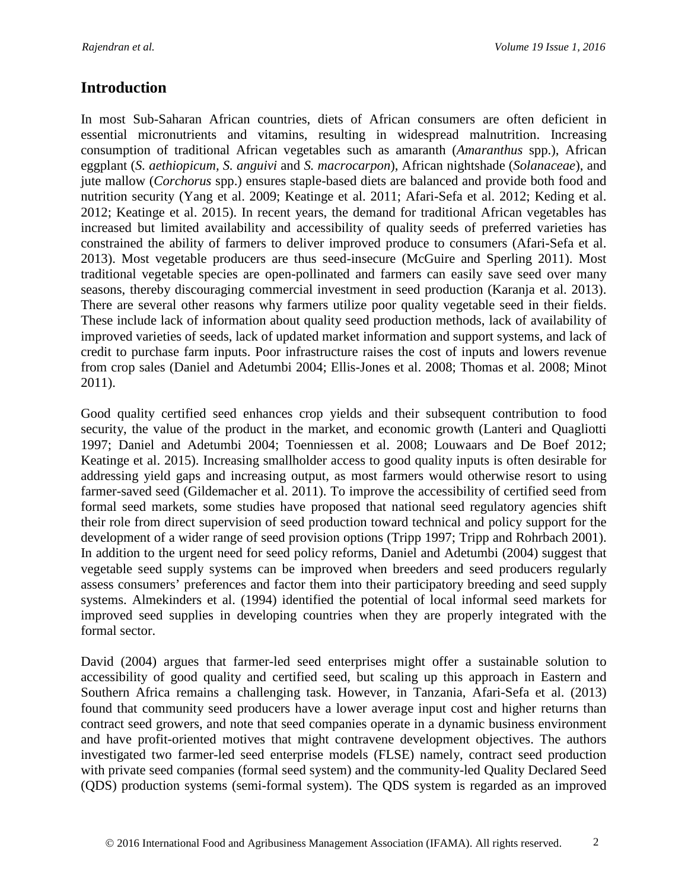## Introduction

In most Sub-Saharan African countries, diets of African consumers are often deficient in essential micronutrients and vitamins, resulting in widespread malnutrition. Increasing consumption of traditional African vegetables such as amaranth (*Amaranthus* spp.), African eggplant (*S. aethiopicum, S. anguivi* and *S. macrocarpon*), African nightshade (*Solanaceae*), and jute mallow (*Corchorus* spp.) ensures staple-based diets are balanced and provide both food and nutrition security (Yang et al. 2009; Keatinge et al. 2011; Afari-Sefa et al. 2012; Keding et al. 2012; Keatinge et al. 2015). In recent years, the demand for traditional African vegetables has increased but limited availability and accessibility of quality seeds of preferred varieties has constrained the ability of farmers to deliver improved produce to consumers (Afari-Sefa et al. 2013). Most vegetable producers are thus seed-insecure (McGuire and Sperling 2011). Most traditional vegetable species are open-pollinated and farmers can easily save seed over many seasons, thereby discouraging commercial investment in seed production (Karanja et al. 2013). There are several other reasons why farmers utilize poor quality vegetable seed in their fields. These include lack of information about quality seed production methods, lack of availability of improved varieties of seeds, lack of updated market information and support systems, and lack of credit to purchase farm inputs. Poor infrastructure raises the cost of inputs and lowers revenue from crop sales (Daniel and Adetumbi 2004; Ellis-Jones et al. 2008; Thomas et al. 2008; Minot 2011).

Good quality certified seed enhances crop yields and their subsequent contribution to food security, the value of the product in the market, and economic growth (Lanteri and Quagliotti 1997; Daniel and Adetumbi 2004; Toenniessen et al. 2008; Louwaars and De Boef 2012; Keatinge et al. 2015). Increasing smallholder access to good quality inputs is often desirable for addressing yield gaps and increasing output, as most farmers would otherwise resort to using farmer-saved seed (Gildemacher et al. 2011). To improve the accessibility of certified seed from formal seed markets, some studies have proposed that national seed regulatory agencies shift their role from direct supervision of seed production toward technical and policy support for the development of a wider range of seed provision options (Tripp 1997; Tripp and Rohrbach 2001). In addition to the urgent need for seed policy reforms, Daniel and Adetumbi (2004) suggest that vegetable seed supply systems can be improved when breeders and seed producers regularly assess consumers' preferences and factor them into their participatory breeding and seed supply systems. Almekinders et al. (1994) identified the potential of local informal seed markets for improved seed supplies in developing countries when they are properly integrated with the formal sector.

David (2004) argues that farmer-led seed enterprises might offer a sustainable solution to accessibility of good quality and certified seed, but scaling up this approach in Eastern and Southern Africa remains a challenging task. However, in Tanzania, Afari-Sefa et al. (2013) found that community seed producers have a lower average input cost and higher returns than contract seed growers, and note that seed companies operate in a dynamic business environment and have profit-oriented motives that might contravene development objectives. The authors investigated two farmer-led seed enterprise models (FLSE) namely, contract seed production with private seed companies (formal seed system) and the community-led Quality Declared Seed (QDS) production systems (semi-formal system). The QDS system is regarded as an improved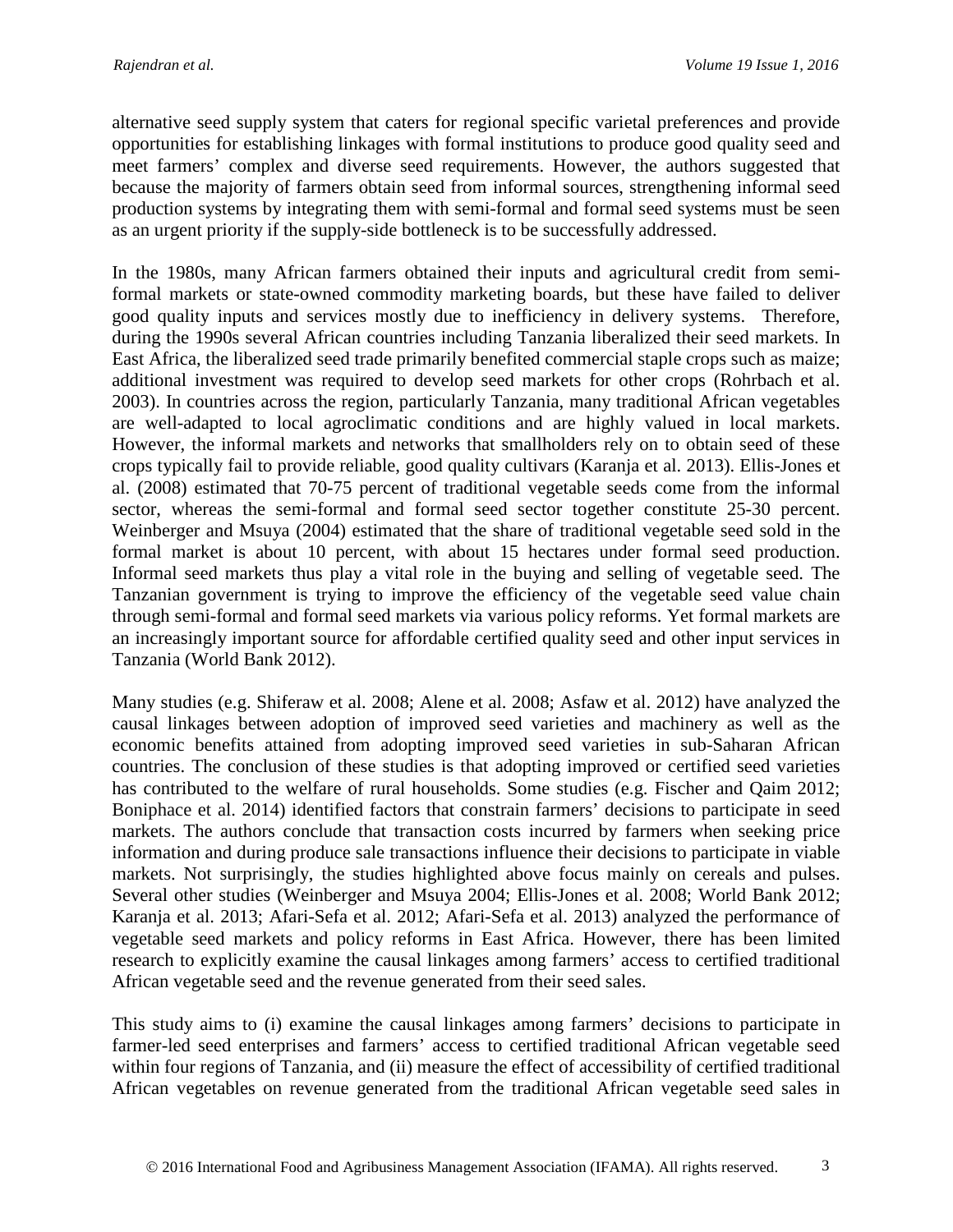alternative seed supply system that caters for regional specific varietal preferences and provide opportunities for establishing linkages with formal institutions to produce good quality seed and meet farmers' complex and diverse seed requirements. However, the authors suggested that because the majority of farmers obtain seed from informal sources, strengthening informal seed production systems by integrating them with semi-formal and formal seed systems must be seen as an urgent priority if the supply-side bottleneck is to be successfully addressed.

In the 1980s, many African farmers obtained their inputs and agricultural credit from semi-formal markets or state-owned commodity marketing boards, but these have failed to deliver good quality inputs and services mostly due to inefficiency in delivery systems. Therefore, during the 1990s several African countries including Tanzania liberalized their seed markets. In East Africa, the liberalized seed trade primarily benefited commercial staple crops such as maize; additional investment was required to develop seed markets for other crops (Rohrbach et al. 2003). In countries across the region, particularly Tanzania, many traditional African vegetables are well-adapted to local agroclimatic conditions and are highly valued in local markets. However, the informal markets and networks that smallholders rely on to obtain seed of these crops typically fail to provide reliable, good quality cultivars (Karanja et al. 2013). Ellis-Jones et al. (2008) estimated that 70-75 percent of traditional vegetable seeds come from the informal sector, whereas the semi-formal and formal seed sector together constitute 25-30 percent. Weinberger and Msuya (2004) estimated that the share of traditional vegetable seed sold in the formal market is about 10 percent, with about 15 hectares under formal seed production. Informal seed markets thus play a vital role in the buying and selling of vegetable seed. The Tanzanian government is trying to improve the efficiency of the vegetable seed value chain through semi-formal and formal seed markets via various policy reforms. Yet formal markets are an increasingly important source for affordable certified quality seed and other input services in Tanzania (World Bank 2012).

Many studies (e.g. Shiferaw et al. 2008; Alene et al. 2008; Asfaw et al. 2012) have analyzed the causal linkages between adoption of improved seed varieties and machinery as well as the economic benefits attained from adopting improved seed varieties in sub-Saharan African countries. The conclusion of these studies is that adopting improved or certified seed varieties has contributed to the welfare of rural households. Some studies (e.g. Fischer and Qaim 2012; Boniphace et al. 2014) identified factors that constrain farmers' decisions to participate in seed markets. The authors conclude that transaction costs incurred by farmers when seeking price information and during produce sale transactions influence their decisions to participate in viable markets. Not surprisingly, the studies highlighted above focus mainly on cereals and pulses. Several other studies (Weinberger and Msuya 2004; Ellis-Jones et al. 2008; World Bank 2012; Karanja et al. 2013; Afari-Sefa et al. 2012; Afari-Sefa et al. 2013) analyzed the performance of vegetable seed markets and policy reforms in East Africa. However, there has been limited research to explicitly examine the causal linkages among farmers' access to certified traditional African vegetable seed and the revenue generated from their seed sales.

This study aims to (i) examine the causal linkages among farmers' decisions to participate in farmer-led seed enterprises and farmers' access to certified traditional African vegetable seed within four regions of Tanzania, and (ii) measure the effect of accessibility of certified traditional African vegetables on revenue generated from the traditional African vegetable seed sales in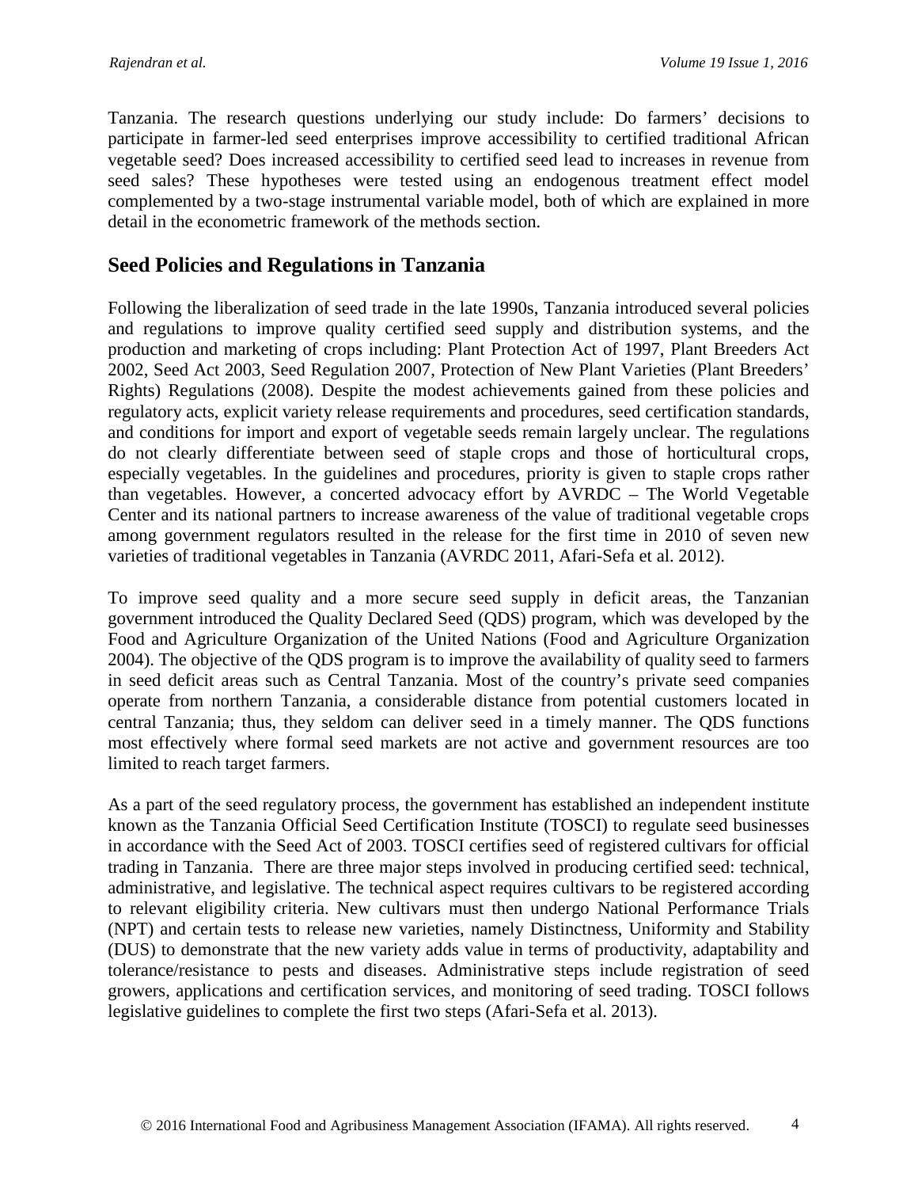Tanzania. The research questions underlying our study include: Do farmers' decisions to participate in farmer-led seed enterprises improve accessibility to certified traditional African vegetable seed? Does increased accessibility to certified seed lead to increases in revenue from seed sales? These hypotheses were tested using an endogenous treatment effect model complemented by a two-stage instrumental variable model, both of which are explained in more detail in the econometric framework of the methods section.

## Seed Policies and Regulations in Tanzania

Following the liberalization of seed trade in the late 1990s, Tanzania introduced several policies and regulations to improve quality certified seed supply and distribution systems, and the production and marketing of crops including: Plant Protection Act of 1997, Plant Breeders Act 2002, Seed Act 2003, Seed Regulation 2007, Protection of New Plant Varieties (Plant Breeders' Rights) Regulations (2008). Despite the modest achievements gained from these policies and regulatory acts, explicit variety release requirements and procedures, seed certification standards, and conditions for import and export of vegetable seeds remain largely unclear. The regulations do not clearly differentiate between seed of staple crops and those of horticultural crops, especially vegetables. In the guidelines and procedures, priority is given to staple crops rather than vegetables. However, a concerted advocacy effort by AVRDC – The World Vegetable Center and its national partners to increase awareness of the value of traditional vegetable crops among government regulators resulted in the release for the first time in 2010 of seven new varieties of traditional vegetables in Tanzania (AVRDC 2011, Afari-Sefa et al. 2012).

To improve seed quality and a more secure seed supply in deficit areas, the Tanzanian government introduced the Quality Declared Seed (QDS) program, which was developed by the Food and Agriculture Organization of the United Nations (Food and Agriculture Organization 2004). The objective of the QDS program is to improve the availability of quality seed to farmers in seed deficit areas such as Central Tanzania. Most of the country's private seed companies operate from northern Tanzania, a considerable distance from potential customers located in central Tanzania; thus, they seldom can deliver seed in a timely manner. The QDS functions most effectively where formal seed markets are not active and government resources are too limited to reach target farmers.

As a part of the seed regulatory process, the government has established an independent institute known as the Tanzania Official Seed Certification Institute (TOSCI) to regulate seed businesses in accordance with the Seed Act of 2003. TOSCI certifies seed of registered cultivars for official trading in Tanzania. There are three major steps involved in producing certified seed: technical, administrative, and legislative. The technical aspect requires cultivars to be registered according to relevant eligibility criteria. New cultivars must then undergo National Performance Trials (NPT) and certain tests to release new varieties, namely Distinctness, Uniformity and Stability (DUS) to demonstrate that the new variety adds value in terms of productivity, adaptability and tolerance/resistance to pests and diseases. Administrative steps include registration of seed growers, applications and certification services, and monitoring of seed trading. TOSCI follows legislative guidelines to complete the first two steps (Afari-Sefa et al. 2013).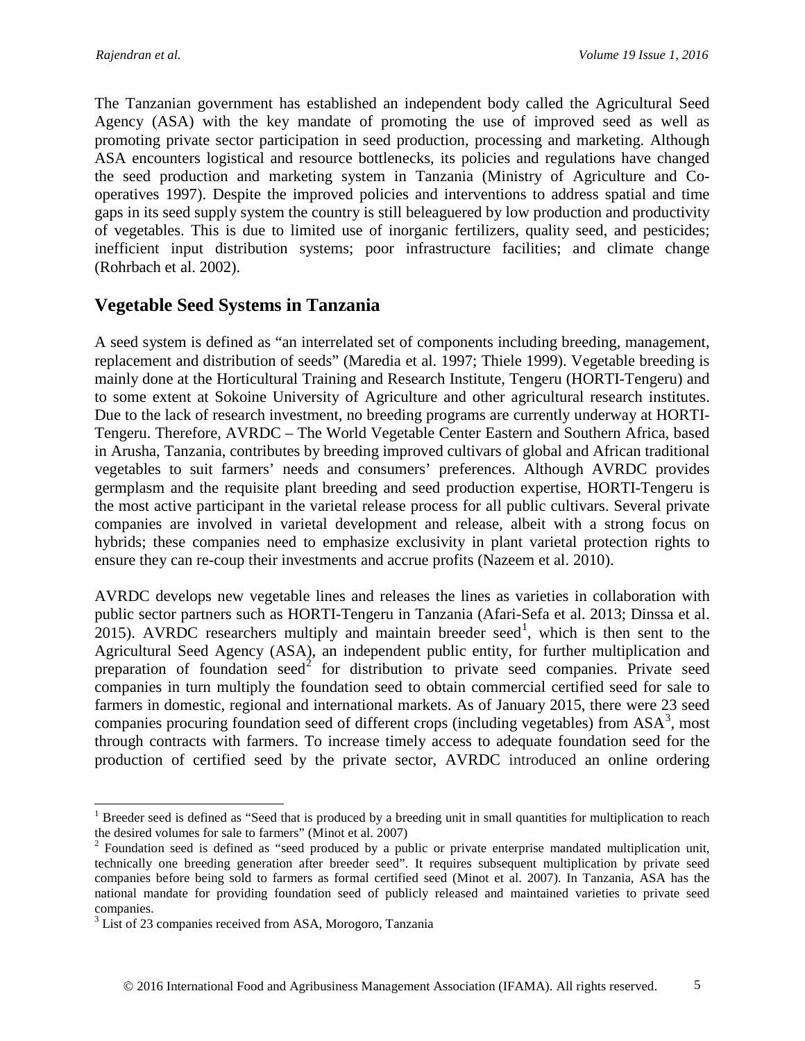The Tanzanian government has established an independent body called the Agricultural Seed Agency (ASA) with the key mandate of promoting the use of improved seed as well as promoting private sector participation in seed production, processing and marketing. Although ASA encounters logistical and resource bottlenecks, its policies and regulations have changed the seed production and marketing system in Tanzania (Ministry of Agriculture and Co-operatives 1997). Despite the improved policies and interventions to address spatial and time gaps in its seed supply system the country is still beleaguered by low production and productivity of vegetables. This is due to limited use of inorganic fertilizers, quality seed, and pesticides; inefficient input distribution systems; poor infrastructure facilities; and climate change (Rohrbach et al. 2002).

## Vegetable Seed Systems in Tanzania

A seed system is defined as "an interrelated set of components including breeding, management, replacement and distribution of seeds" (Maredia et al. 1997; Thiele 1999). Vegetable breeding is mainly done at the Horticultural Training and Research Institute, Tengeru (HORTI-Tengeru) and to some extent at Sokoine University of Agriculture and other agricultural research institutes. Due to the lack of research investment, no breeding programs are currently underway at HORTI-Tengeru. Therefore, AVRDC – The World Vegetable Center Eastern and Southern Africa, based in Arusha, Tanzania, contributes by breeding improved cultivars of global and African traditional vegetables to suit farmers' needs and consumers' preferences. Although AVRDC provides germplasm and the requisite plant breeding and seed production expertise, HORTI-Tengeru is the most active participant in the varietal release process for all public cultivars. Several private companies are involved in varietal development and release, albeit with a strong focus on hybrids; these companies need to emphasize exclusivity in plant varietal protection rights to ensure they can re-coup their investments and accrue profits (Nazeem et al. 2010).

AVRDC develops new vegetable lines and releases the lines as varieties in collaboration with public sector partners such as HORTI-Tengeru in Tanzania (Afari-Sefa et al. 2013; Dinssa et al. 2015). AVRDC researchers multiply and maintain breeder seed[1], which is then sent to the Agricultural Seed Agency (ASA), an independent public entity, for further multiplication and preparation of foundation seed[2] for distribution to private seed companies. Private seed companies in turn multiply the foundation seed to obtain commercial certified seed for sale to farmers in domestic, regional and international markets. As of January 2015, there were 23 seed companies procuring foundation seed of different crops (including vegetables) from ASA[3], most through contracts with farmers. To increase timely access to adequate foundation seed for the production of certified seed by the private sector, AVRDC introduced an online ordering

---

[1] Breeder seed is defined as "Seed that is produced by a breeding unit in small quantities for multiplication to reach the desired volumes for sale to farmers" (Minot et al. 2007)

[2] Foundation seed is defined as "seed produced by a public or private enterprise mandated multiplication unit, technically one breeding generation after breeder seed". It requires subsequent multiplication by private seed companies before being sold to farmers as formal certified seed (Minot et al. 2007). In Tanzania, ASA has the national mandate for providing foundation seed of publicly released and maintained varieties to private seed companies.

[3] List of 23 companies received from ASA, Morogoro, Tanzania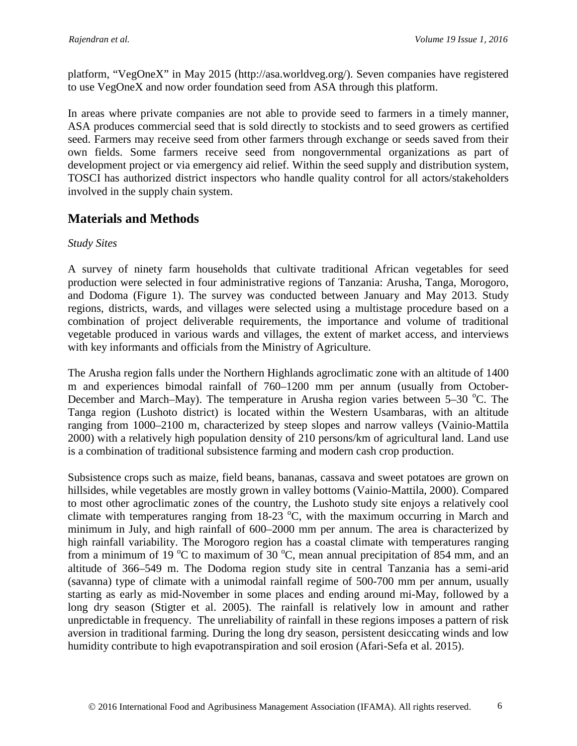platform, "VegOneX" in May 2015 (http://asa.worldveg.org/). Seven companies have registered to use VegOneX and now order foundation seed from ASA through this platform.

In areas where private companies are not able to provide seed to farmers in a timely manner, ASA produces commercial seed that is sold directly to stockists and to seed growers as certified seed. Farmers may receive seed from other farmers through exchange or seeds saved from their own fields. Some farmers receive seed from nongovernmental organizations as part of development project or via emergency aid relief. Within the seed supply and distribution system, TOSCI has authorized district inspectors who handle quality control for all actors/stakeholders involved in the supply chain system.

## Materials and Methods

*Study Sites*

A survey of ninety farm households that cultivate traditional African vegetables for seed production were selected in four administrative regions of Tanzania: Arusha, Tanga, Morogoro, and Dodoma (Figure 1). The survey was conducted between January and May 2013. Study regions, districts, wards, and villages were selected using a multistage procedure based on a combination of project deliverable requirements, the importance and volume of traditional vegetable produced in various wards and villages, the extent of market access, and interviews with key informants and officials from the Ministry of Agriculture.

The Arusha region falls under the Northern Highlands agroclimatic zone with an altitude of 1400 m and experiences bimodal rainfall of 760–1200 mm per annum (usually from October-December and March–May). The temperature in Arusha region varies between 5–30 $^{o}$C. The Tanga region (Lushoto district) is located within the Western Usambaras, with an altitude ranging from 1000–2100 m, characterized by steep slopes and narrow valleys (Vainio-Mattila 2000) with a relatively high population density of 210 persons/km of agricultural land. Land use is a combination of traditional subsistence farming and modern cash crop production.

Subsistence crops such as maize, field beans, bananas, cassava and sweet potatoes are grown on hillsides, while vegetables are mostly grown in valley bottoms (Vainio-Mattila, 2000). Compared to most other agroclimatic zones of the country, the Lushoto study site enjoys a relatively cool climate with temperatures ranging from 18-23 $^{o}$C, with the maximum occurring in March and minimum in July, and high rainfall of 600–2000 mm per annum. The area is characterized by high rainfall variability. The Morogoro region has a coastal climate with temperatures ranging from a minimum of 19 $^{o}$C to maximum of 30 $^{o}$C, mean annual precipitation of 854 mm, and an altitude of 366–549 m. The Dodoma region study site in central Tanzania has a semi-arid (savanna) type of climate with a unimodal rainfall regime of 500-700 mm per annum, usually starting as early as mid-November in some places and ending around mi-May, followed by a long dry season (Stigter et al. 2005). The rainfall is relatively low in amount and rather unpredictable in frequency. The unreliability of rainfall in these regions imposes a pattern of risk aversion in traditional farming. During the long dry season, persistent desiccating winds and low humidity contribute to high evapotranspiration and soil erosion (Afari-Sefa et al. 2015).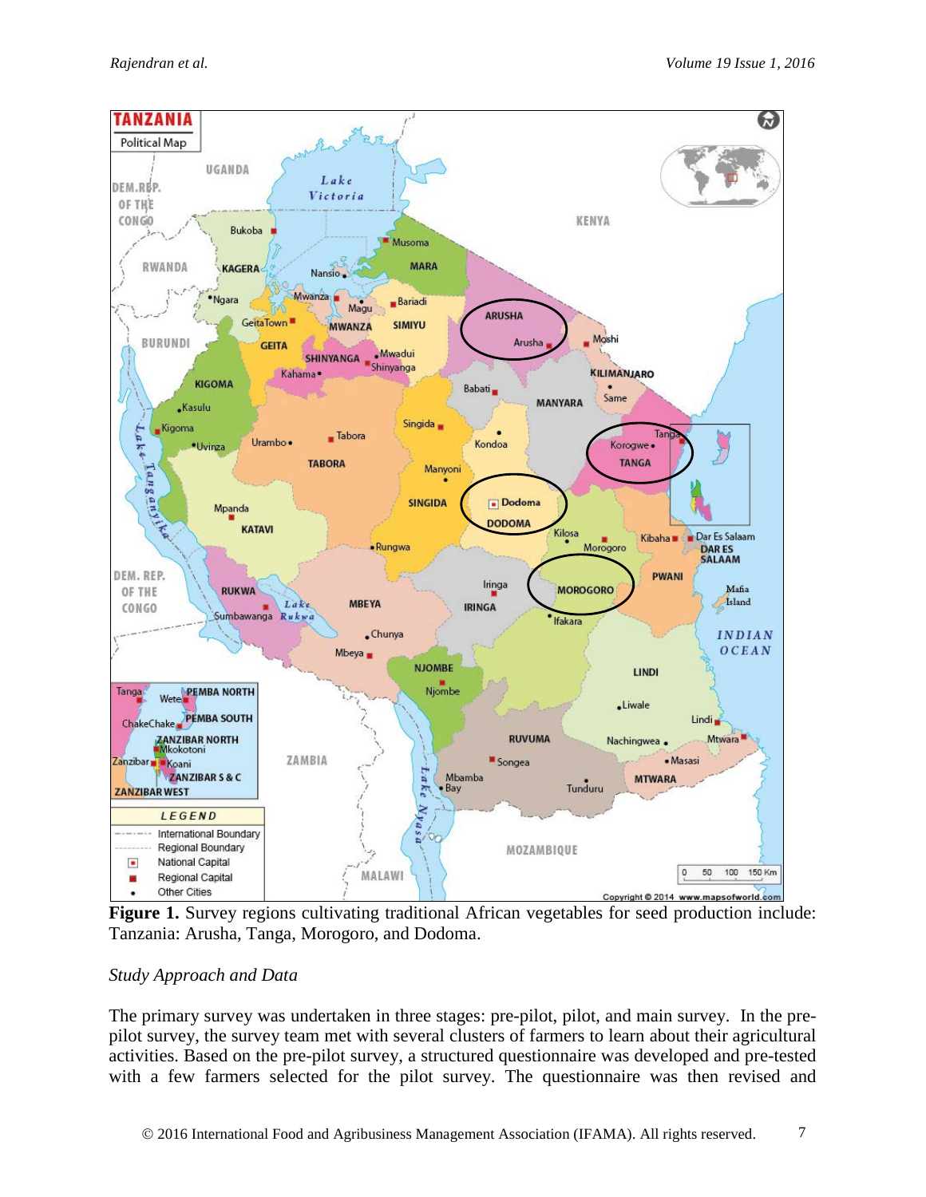**Figure 1.** Survey regions cultivating traditional African vegetables for seed production include: Tanzania: Arusha, Tanga, Morogoro, and Dodoma.

*Study Approach and Data*

The primary survey was undertaken in three stages: pre-pilot, pilot, and main survey. In the pre-pilot survey, the survey team met with several clusters of farmers to learn about their agricultural activities. Based on the pre-pilot survey, a structured questionnaire was developed and pre-tested with a few farmers selected for the pilot survey. The questionnaire was then revised and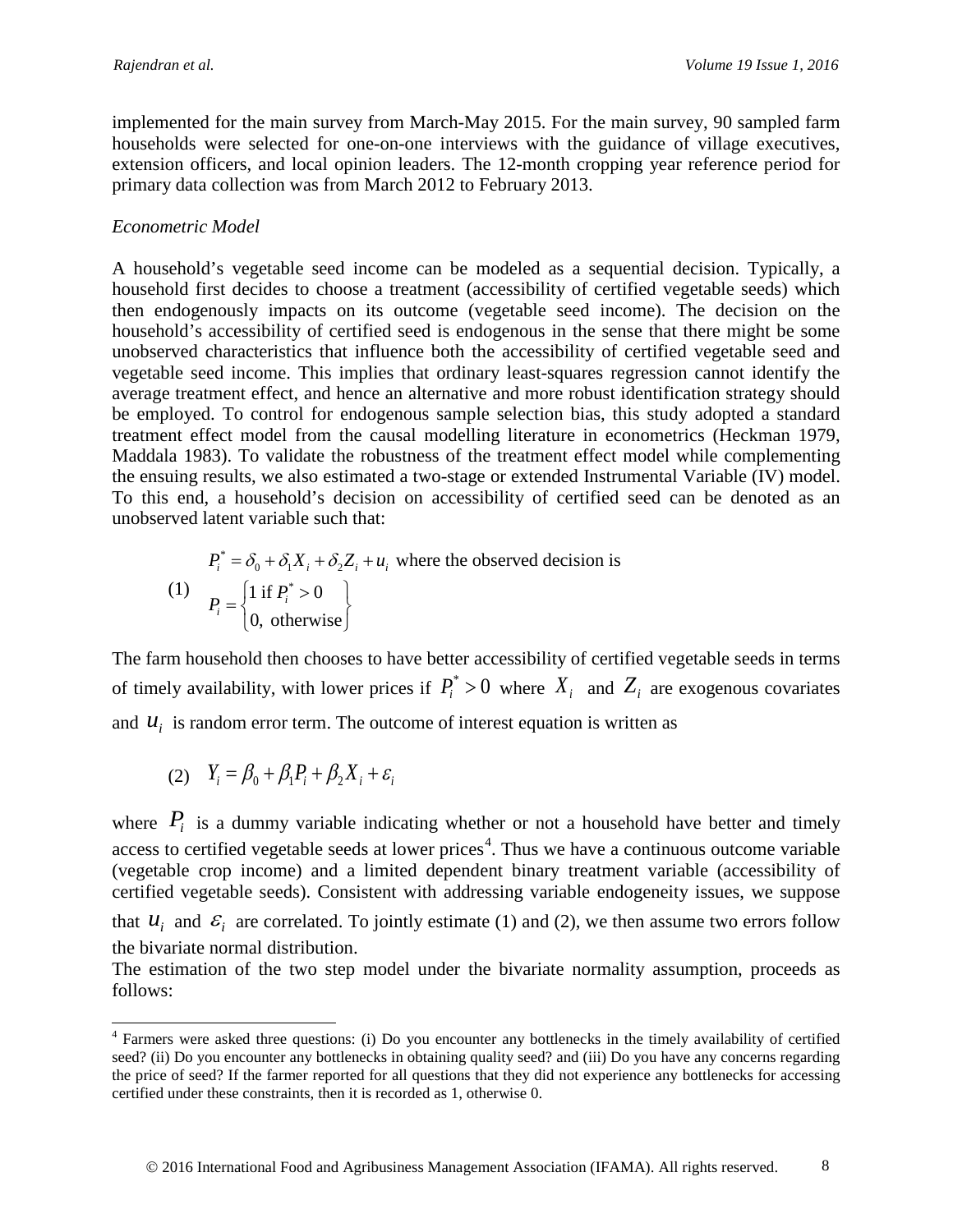implemented for the main survey from March-May 2015. For the main survey, 90 sampled farm households were selected for one-on-one interviews with the guidance of village executives, extension officers, and local opinion leaders. The 12-month cropping year reference period for primary data collection was from March 2012 to February 2013.

*Econometric Model*

A household's vegetable seed income can be modeled as a sequential decision. Typically, a household first decides to choose a treatment (accessibility of certified vegetable seeds) which then endogenously impacts on its outcome (vegetable seed income). The decision on the household's accessibility of certified seed is endogenous in the sense that there might be some unobserved characteristics that influence both the accessibility of certified vegetable seed and vegetable seed income. This implies that ordinary least-squares regression cannot identify the average treatment effect, and hence an alternative and more robust identification strategy should be employed. To control for endogenous sample selection bias, this study adopted a standard treatment effect model from the causal modelling literature in econometrics (Heckman 1979, Maddala 1983). To validate the robustness of the treatment effect model while complementing the ensuing results, we also estimated a two-stage or extended Instrumental Variable (IV) model. To this end, a household's decision on accessibility of certified seed can be denoted as an unobserved latent variable such that:

$$(1) \quad P_i^* = \delta_0 + \delta_1 X_i + \delta_2 Z_i + u_i \text{ where the observed decision is } P_i = \begin{cases} 1 \text{ if } P_i^* > 0 \\ 0, \text{ otherwise} \end{cases}$$

The farm household then chooses to have better accessibility of certified vegetable seeds in terms of timely availability, with lower prices if $P_i^* > 0$ where $X_i$ and $Z_i$ are exogenous covariates and $u_i$ is random error term. The outcome of interest equation is written as

$$(2) \quad Y_i = \beta_0 + \beta_1 P_i + \beta_2 X_i + \varepsilon_i$$

where $P_i$ is a dummy variable indicating whether or not a household have better and timely access to certified vegetable seeds at lower prices[4]. Thus we have a continuous outcome variable (vegetable crop income) and a limited dependent binary treatment variable (accessibility of certified vegetable seeds). Consistent with addressing variable endogeneity issues, we suppose that $u_i$ and $\varepsilon_i$ are correlated. To jointly estimate (1) and (2), we then assume two errors follow the bivariate normal distribution.

The estimation of the two step model under the bivariate normality assumption, proceeds as follows:

[4] Farmers were asked three questions: (i) Do you encounter any bottlenecks in the timely availability of certified seed? (ii) Do you encounter any bottlenecks in obtaining quality seed? and (iii) Do you have any concerns regarding the price of seed? If the farmer reported for all questions that they did not experience any bottlenecks for accessing certified under these constraints, then it is recorded as 1, otherwise 0.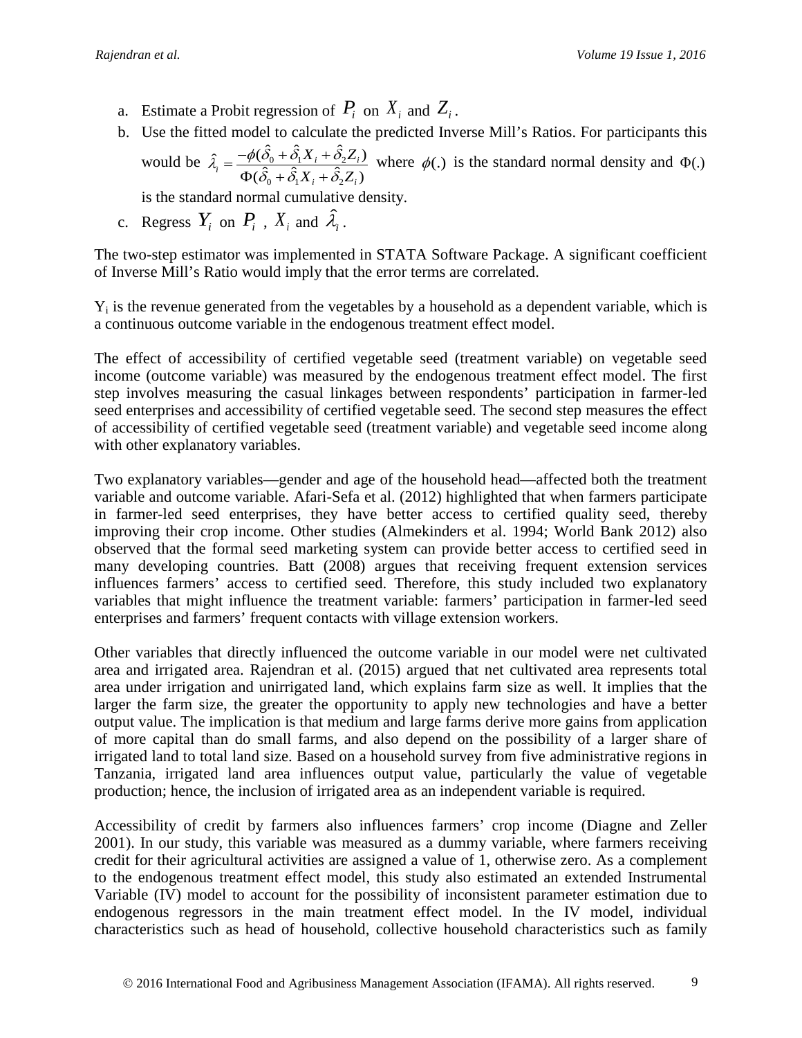a. Estimate a Probit regression of $P_i$ on $X_i$ and $Z_i$.
b. Use the fitted model to calculate the predicted Inverse Mill's Ratios. For participants this would be $\hat{\lambda}_i = \frac{-\phi(\hat{\delta}_0 + \hat{\delta}_1 X_i + \hat{\delta}_2 Z_i)}{\Phi(\hat{\delta}_0 + \hat{\delta}_1 X_i + \hat{\delta}_2 Z_i)}$ where $\phi(.)$ is the standard normal density and $\Phi(.)$ is the standard normal cumulative density.
c. Regress $Y_i$ on $P_i$, $X_i$ and $\hat{\lambda}_i$.

The two-step estimator was implemented in STATA Software Package. A significant coefficient of Inverse Mill's Ratio would imply that the error terms are correlated.

$Y_i$ is the revenue generated from the vegetables by a household as a dependent variable, which is a continuous outcome variable in the endogenous treatment effect model.

The effect of accessibility of certified vegetable seed (treatment variable) on vegetable seed income (outcome variable) was measured by the endogenous treatment effect model. The first step involves measuring the casual linkages between respondents' participation in farmer-led seed enterprises and accessibility of certified vegetable seed. The second step measures the effect of accessibility of certified vegetable seed (treatment variable) and vegetable seed income along with other explanatory variables.

Two explanatory variables—gender and age of the household head—affected both the treatment variable and outcome variable. Afari-Sefa et al. (2012) highlighted that when farmers participate in farmer-led seed enterprises, they have better access to certified quality seed, thereby improving their crop income. Other studies (Almekinders et al. 1994; World Bank 2012) also observed that the formal seed marketing system can provide better access to certified seed in many developing countries. Batt (2008) argues that receiving frequent extension services influences farmers' access to certified seed. Therefore, this study included two explanatory variables that might influence the treatment variable: farmers' participation in farmer-led seed enterprises and farmers' frequent contacts with village extension workers.

Other variables that directly influenced the outcome variable in our model were net cultivated area and irrigated area. Rajendran et al. (2015) argued that net cultivated area represents total area under irrigation and unirrigated land, which explains farm size as well. It implies that the larger the farm size, the greater the opportunity to apply new technologies and have a better output value. The implication is that medium and large farms derive more gains from application of more capital than do small farms, and also depend on the possibility of a larger share of irrigated land to total land size. Based on a household survey from five administrative regions in Tanzania, irrigated land area influences output value, particularly the value of vegetable production; hence, the inclusion of irrigated area as an independent variable is required.

Accessibility of credit by farmers also influences farmers' crop income (Diagne and Zeller 2001). In our study, this variable was measured as a dummy variable, where farmers receiving credit for their agricultural activities are assigned a value of 1, otherwise zero. As a complement to the endogenous treatment effect model, this study also estimated an extended Instrumental Variable (IV) model to account for the possibility of inconsistent parameter estimation due to endogenous regressors in the main treatment effect model. In the IV model, individual characteristics such as head of household, collective household characteristics such as family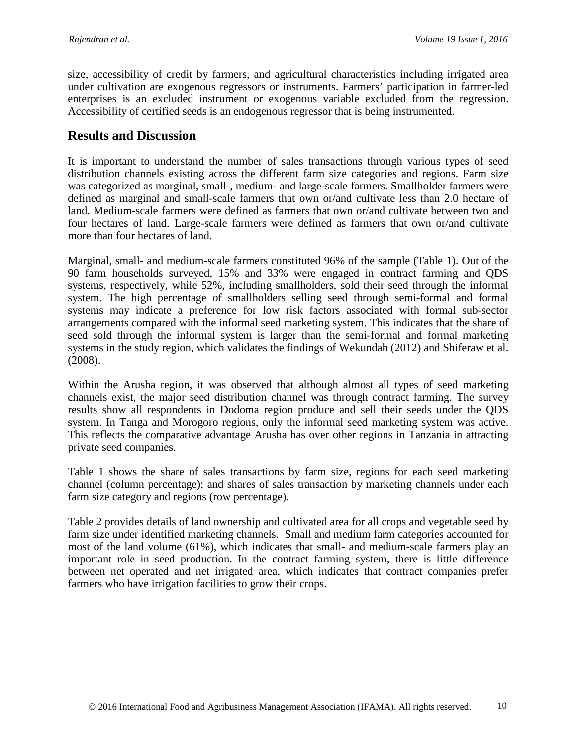size, accessibility of credit by farmers, and agricultural characteristics including irrigated area under cultivation are exogenous regressors or instruments. Farmers' participation in farmer-led enterprises is an excluded instrument or exogenous variable excluded from the regression. Accessibility of certified seeds is an endogenous regressor that is being instrumented.

## Results and Discussion

It is important to understand the number of sales transactions through various types of seed distribution channels existing across the different farm size categories and regions. Farm size was categorized as marginal, small-, medium- and large-scale farmers. Smallholder farmers were defined as marginal and small-scale farmers that own or/and cultivate less than 2.0 hectare of land. Medium-scale farmers were defined as farmers that own or/and cultivate between two and four hectares of land. Large-scale farmers were defined as farmers that own or/and cultivate more than four hectares of land.

Marginal, small- and medium-scale farmers constituted 96% of the sample (Table 1). Out of the 90 farm households surveyed, 15% and 33% were engaged in contract farming and QDS systems, respectively, while 52%, including smallholders, sold their seed through the informal system. The high percentage of smallholders selling seed through semi-formal and formal systems may indicate a preference for low risk factors associated with formal sub-sector arrangements compared with the informal seed marketing system. This indicates that the share of seed sold through the informal system is larger than the semi-formal and formal marketing systems in the study region, which validates the findings of Wekundah (2012) and Shiferaw et al. (2008).

Within the Arusha region, it was observed that although almost all types of seed marketing channels exist, the major seed distribution channel was through contract farming. The survey results show all respondents in Dodoma region produce and sell their seeds under the QDS system. In Tanga and Morogoro regions, only the informal seed marketing system was active. This reflects the comparative advantage Arusha has over other regions in Tanzania in attracting private seed companies.

Table 1 shows the share of sales transactions by farm size, regions for each seed marketing channel (column percentage); and shares of sales transaction by marketing channels under each farm size category and regions (row percentage).

Table 2 provides details of land ownership and cultivated area for all crops and vegetable seed by farm size under identified marketing channels. Small and medium farm categories accounted for most of the land volume (61%), which indicates that small- and medium-scale farmers play an important role in seed production. In the contract farming system, there is little difference between net operated and net irrigated area, which indicates that contract companies prefer farmers who have irrigation facilities to grow their crops.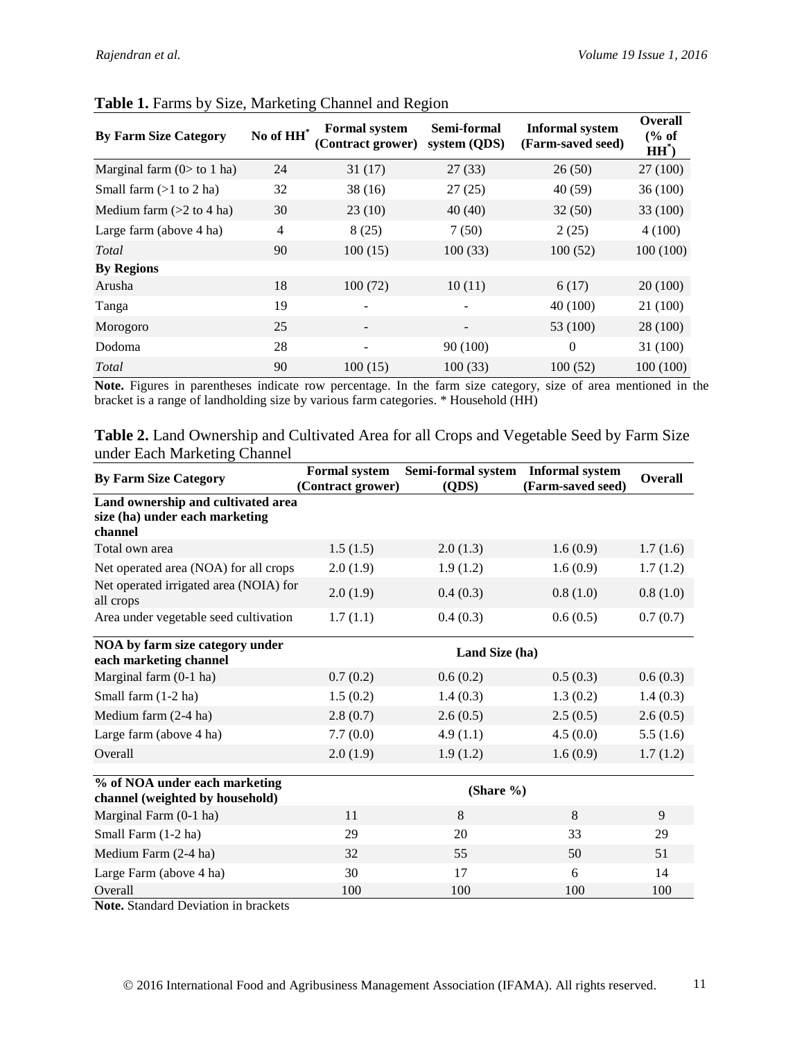**Table 1.** Farms by Size, Marketing Channel and Region

| By Farm Size Category | No of HH* | Formal system (Contract grower) | Semi-formal system (QDS) | Informal system (Farm-saved seed) | Overall (% of HH*) |
|---|---|---|---|---|---|
| Marginal farm (0> to 1 ha) | 24 | 31 (17) | 27 (33) | 26 (50) | 27 (100) |
| Small farm (>1 to 2 ha) | 32 | 38 (16) | 27 (25) | 40 (59) | 36 (100) |
| Medium farm (>2 to 4 ha) | 30 | 23 (10) | 40 (40) | 32 (50) | 33 (100) |
| Large farm (above 4 ha) | 4 | 8 (25) | 7 (50) | 2 (25) | 4 (100) |
| *Total* | 90 | 100 (15) | 100 (33) | 100 (52) | 100 (100) |
| **By Regions** | | | | | |
| Arusha | 18 | 100 (72) | 10 (11) | 6 (17) | 20 (100) |
| Tanga | 19 | - | - | 40 (100) | 21 (100) |
| Morogoro | 25 | - | - | 53 (100) | 28 (100) |
| Dodoma | 28 | - | 90 (100) | 0 | 31 (100) |
| *Total* | 90 | 100 (15) | 100 (33) | 100 (52) | 100 (100) |

**Note.** Figures in parentheses indicate row percentage. In the farm size category, size of area mentioned in the bracket is a range of landholding size by various farm categories. * Household (HH)

**Table 2.** Land Ownership and Cultivated Area for all Crops and Vegetable Seed by Farm Size under Each Marketing Channel

| By Farm Size Category | Formal system (Contract grower) | Semi-formal system (QDS) | Informal system (Farm-saved seed) | Overall |
|---|---|---|---|---|
| **Land ownership and cultivated area size (ha) under each marketing channel** | | | | |
| Total own area | 1.5 (1.5) | 2.0 (1.3) | 1.6 (0.9) | 1.7 (1.6) |
| Net operated area (NOA) for all crops | 2.0 (1.9) | 1.9 (1.2) | 1.6 (0.9) | 1.7 (1.2) |
| Net operated irrigated area (NOIA) for all crops | 2.0 (1.9) | 0.4 (0.3) | 0.8 (1.0) | 0.8 (1.0) |
| Area under vegetable seed cultivation | 1.7 (1.1) | 0.4 (0.3) | 0.6 (0.5) | 0.7 (0.7) |
| **NOA by farm size category under each marketing channel** | Land Size (ha) | | | |
| Marginal farm (0-1 ha) | 0.7 (0.2) | 0.6 (0.2) | 0.5 (0.3) | 0.6 (0.3) |
| Small farm (1-2 ha) | 1.5 (0.2) | 1.4 (0.3) | 1.3 (0.2) | 1.4 (0.3) |
| Medium farm (2-4 ha) | 2.8 (0.7) | 2.6 (0.5) | 2.5 (0.5) | 2.6 (0.5) |
| Large farm (above 4 ha) | 7.7 (0.0) | 4.9 (1.1) | 4.5 (0.0) | 5.5 (1.6) |
| Overall | 2.0 (1.9) | 1.9 (1.2) | 1.6 (0.9) | 1.7 (1.2) |
| **% of NOA under each marketing channel (weighted by household)** | (Share %) | | | |
| Marginal Farm (0-1 ha) | 11 | 8 | 8 | 9 |
| Small Farm (1-2 ha) | 29 | 20 | 33 | 29 |
| Medium Farm (2-4 ha) | 32 | 55 | 50 | 51 |
| Large Farm (above 4 ha) | 30 | 17 | 6 | 14 |
| Overall | 100 | 100 | 100 | 100 |

**Note.** Standard Deviation in brackets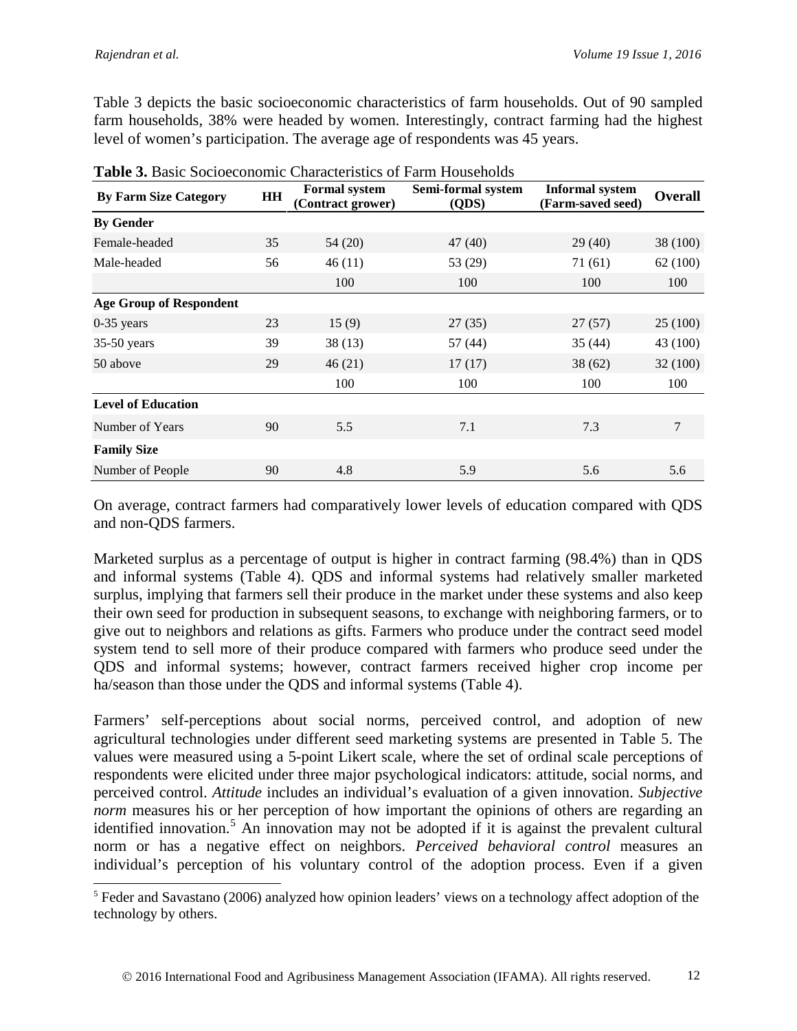Table 3 depicts the basic socioeconomic characteristics of farm households. Out of 90 sampled farm households, 38% were headed by women. Interestingly, contract farming had the highest level of women's participation. The average age of respondents was 45 years.

**Table 3.** Basic Socioeconomic Characteristics of Farm Households

| By Farm Size Category | HH | Formal system (Contract grower) | Semi-formal system (QDS) | Informal system (Farm-saved seed) | Overall |
|---|---|---|---|---|---|
| **By Gender** | | | | | |
| Female-headed | 35 | 54 (20) | 47 (40) | 29 (40) | 38 (100) |
| Male-headed | 56 | 46 (11) | 53 (29) | 71 (61) | 62 (100) |
| | | 100 | 100 | 100 | 100 |
| **Age Group of Respondent** | | | | | |
| 0-35 years | 23 | 15 (9) | 27 (35) | 27 (57) | 25 (100) |
| 35-50 years | 39 | 38 (13) | 57 (44) | 35 (44) | 43 (100) |
| 50 above | 29 | 46 (21) | 17 (17) | 38 (62) | 32 (100) |
| | | 100 | 100 | 100 | 100 |
| **Level of Education** | | | | | |
| Number of Years | 90 | 5.5 | 7.1 | 7.3 | 7 |
| **Family Size** | | | | | |
| Number of People | 90 | 4.8 | 5.9 | 5.6 | 5.6 |

On average, contract farmers had comparatively lower levels of education compared with QDS and non-QDS farmers.

Marketed surplus as a percentage of output is higher in contract farming (98.4%) than in QDS and informal systems (Table 4). QDS and informal systems had relatively smaller marketed surplus, implying that farmers sell their produce in the market under these systems and also keep their own seed for production in subsequent seasons, to exchange with neighboring farmers, or to give out to neighbors and relations as gifts. Farmers who produce under the contract seed model system tend to sell more of their produce compared with farmers who produce seed under the QDS and informal systems; however, contract farmers received higher crop income per ha/season than those under the QDS and informal systems (Table 4).

Farmers' self-perceptions about social norms, perceived control, and adoption of new agricultural technologies under different seed marketing systems are presented in Table 5. The values were measured using a 5-point Likert scale, where the set of ordinal scale perceptions of respondents were elicited under three major psychological indicators: attitude, social norms, and perceived control. *Attitude* includes an individual's evaluation of a given innovation. *Subjective norm* measures his or her perception of how important the opinions of others are regarding an identified innovation.[5] An innovation may not be adopted if it is against the prevalent cultural norm or has a negative effect on neighbors. *Perceived behavioral control* measures an individual's perception of his voluntary control of the adoption process. Even if a given

[5] Feder and Savastano (2006) analyzed how opinion leaders' views on a technology affect adoption of the technology by others.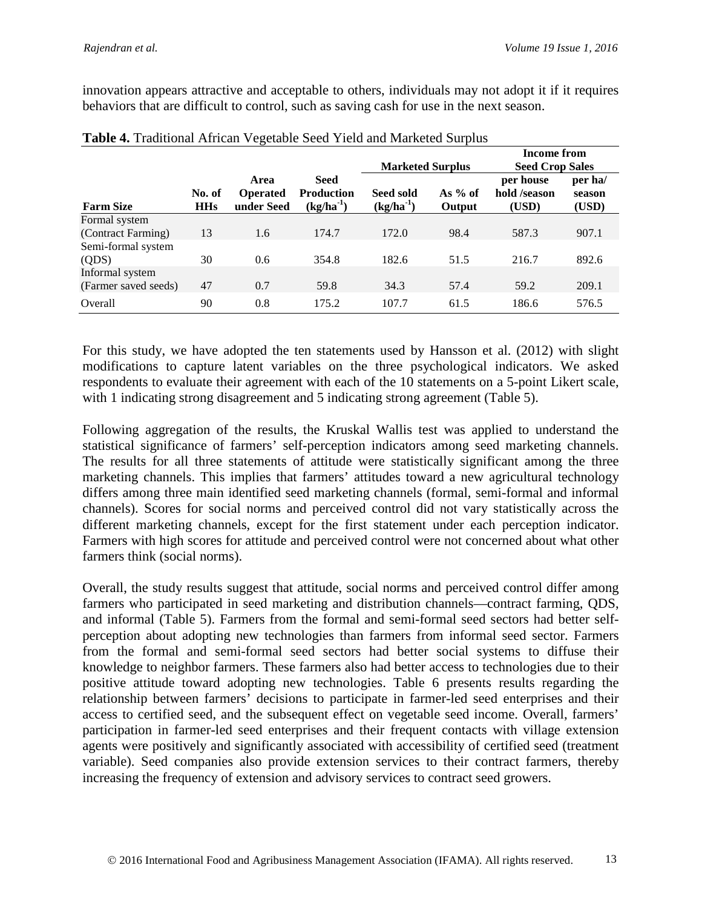innovation appears attractive and acceptable to others, individuals may not adopt it if it requires behaviors that are difficult to control, such as saving cash for use in the next season.

**Table 4.** Traditional African Vegetable Seed Yield and Marketed Surplus

| | | | | Marketed Surplus | | Income from Seed Crop Sales | |
|---|---|---|---|---|---|---|---|
| **Farm Size** | **No. of HHs** | **Area Operated under Seed** | **Seed Production ($kg/ha^{-1}$)** | **Seed sold ($kg/ha^{-1}$)** | **As % of Output** | **per house hold /season (USD)** | **per ha/ season (USD)** |
| Formal system (Contract Farming) | 13 | 1.6 | 174.7 | 172.0 | 98.4 | 587.3 | 907.1 |
| Semi-formal system (QDS) | 30 | 0.6 | 354.8 | 182.6 | 51.5 | 216.7 | 892.6 |
| Informal system (Farmer saved seeds) | 47 | 0.7 | 59.8 | 34.3 | 57.4 | 59.2 | 209.1 |
| Overall | 90 | 0.8 | 175.2 | 107.7 | 61.5 | 186.6 | 576.5 |

For this study, we have adopted the ten statements used by Hansson et al. (2012) with slight modifications to capture latent variables on the three psychological indicators. We asked respondents to evaluate their agreement with each of the 10 statements on a 5-point Likert scale, with 1 indicating strong disagreement and 5 indicating strong agreement (Table 5).

Following aggregation of the results, the Kruskal Wallis test was applied to understand the statistical significance of farmers' self-perception indicators among seed marketing channels. The results for all three statements of attitude were statistically significant among the three marketing channels. This implies that farmers' attitudes toward a new agricultural technology differs among three main identified seed marketing channels (formal, semi-formal and informal channels). Scores for social norms and perceived control did not vary statistically across the different marketing channels, except for the first statement under each perception indicator. Farmers with high scores for attitude and perceived control were not concerned about what other farmers think (social norms).

Overall, the study results suggest that attitude, social norms and perceived control differ among farmers who participated in seed marketing and distribution channels—contract farming, QDS, and informal (Table 5). Farmers from the formal and semi-formal seed sectors had better self-perception about adopting new technologies than farmers from informal seed sector. Farmers from the formal and semi-formal seed sectors had better social systems to diffuse their knowledge to neighbor farmers. These farmers also had better access to technologies due to their positive attitude toward adopting new technologies. Table 6 presents results regarding the relationship between farmers' decisions to participate in farmer-led seed enterprises and their access to certified seed, and the subsequent effect on vegetable seed income. Overall, farmers' participation in farmer-led seed enterprises and their frequent contacts with village extension agents were positively and significantly associated with accessibility of certified seed (treatment variable). Seed companies also provide extension services to their contract farmers, thereby increasing the frequency of extension and advisory services to contract seed growers.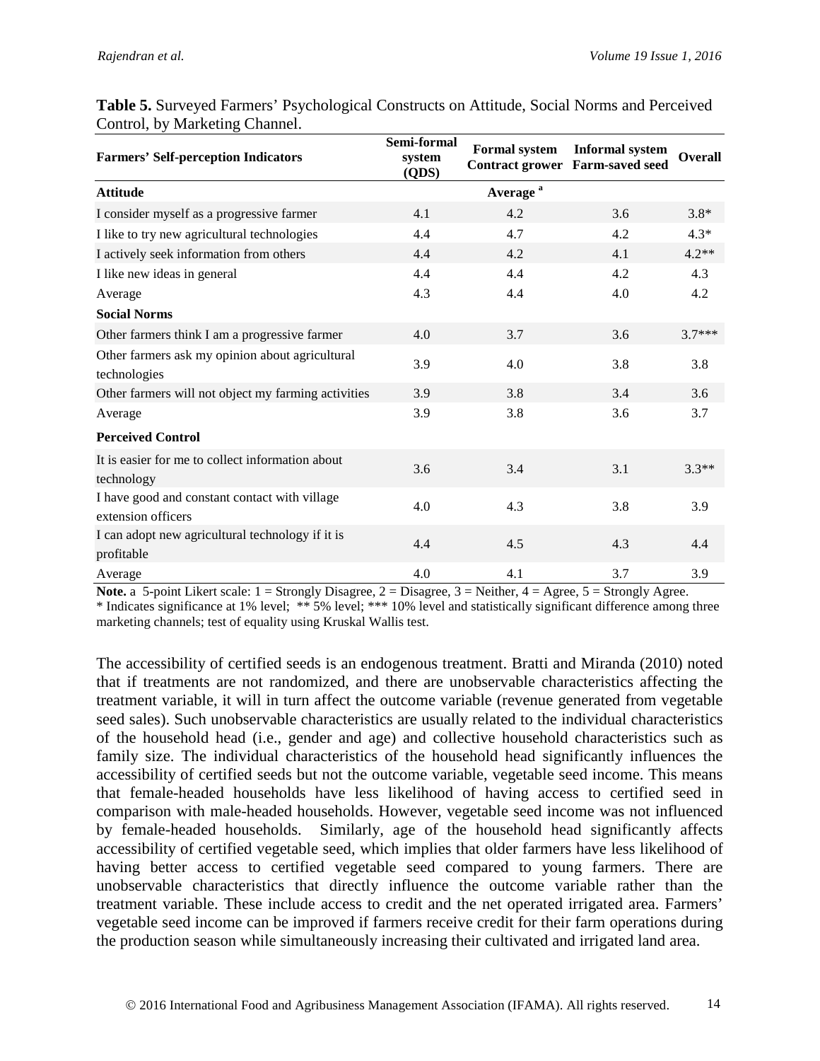**Table 5.** Surveyed Farmers' Psychological Constructs on Attitude, Social Norms and Perceived Control, by Marketing Channel.

| Farmers' Self-perception Indicators | Semi-formal system (QDS) | Formal system Contract grower | Informal system Farm-saved seed | Overall |
|---|---|---|---|---|
| **Attitude** | | Average [a] | | |
| I consider myself as a progressive farmer | 4.1 | 4.2 | 3.6 | 3.8* |
| I like to try new agricultural technologies | 4.4 | 4.7 | 4.2 | 4.3* |
| I actively seek information from others | 4.4 | 4.2 | 4.1 | 4.2** |
| I like new ideas in general | 4.4 | 4.4 | 4.2 | 4.3 |
| Average | 4.3 | 4.4 | 4.0 | 4.2 |
| **Social Norms** | | | | |
| Other farmers think I am a progressive farmer | 4.0 | 3.7 | 3.6 | 3.7*** |
| Other farmers ask my opinion about agricultural technologies | 3.9 | 4.0 | 3.8 | 3.8 |
| Other farmers will not object my farming activities | 3.9 | 3.8 | 3.4 | 3.6 |
| Average | 3.9 | 3.8 | 3.6 | 3.7 |
| **Perceived Control** | | | | |
| It is easier for me to collect information about technology | 3.6 | 3.4 | 3.1 | 3.3** |
| I have good and constant contact with village extension officers | 4.0 | 4.3 | 3.8 | 3.9 |
| I can adopt new agricultural technology if it is profitable | 4.4 | 4.5 | 4.3 | 4.4 |
| Average | 4.0 | 4.1 | 3.7 | 3.9 |

**Note.** a 5-point Likert scale: 1 = Strongly Disagree, 2 = Disagree, 3 = Neither, 4 = Agree, 5 = Strongly Agree.
* Indicates significance at 1% level; ** 5% level; *** 10% level and statistically significant difference among three marketing channels; test of equality using Kruskal Wallis test.

The accessibility of certified seeds is an endogenous treatment. Bratti and Miranda (2010) noted that if treatments are not randomized, and there are unobservable characteristics affecting the treatment variable, it will in turn affect the outcome variable (revenue generated from vegetable seed sales). Such unobservable characteristics are usually related to the individual characteristics of the household head (i.e., gender and age) and collective household characteristics such as family size. The individual characteristics of the household head significantly influences the accessibility of certified seeds but not the outcome variable, vegetable seed income. This means that female-headed households have less likelihood of having access to certified seed in comparison with male-headed households. However, vegetable seed income was not influenced by female-headed households. Similarly, age of the household head significantly affects accessibility of certified vegetable seed, which implies that older farmers have less likelihood of having better access to certified vegetable seed compared to young farmers. There are unobservable characteristics that directly influence the outcome variable rather than the treatment variable. These include access to credit and the net operated irrigated area. Farmers' vegetable seed income can be improved if farmers receive credit for their farm operations during the production season while simultaneously increasing their cultivated and irrigated land area.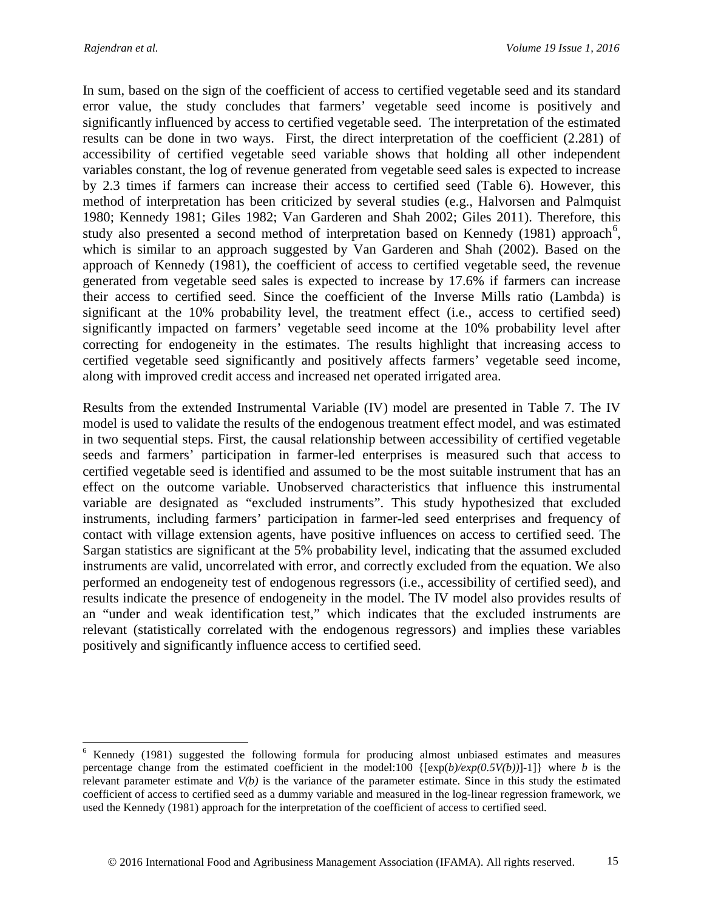In sum, based on the sign of the coefficient of access to certified vegetable seed and its standard error value, the study concludes that farmers' vegetable seed income is positively and significantly influenced by access to certified vegetable seed. The interpretation of the estimated results can be done in two ways. First, the direct interpretation of the coefficient (2.281) of accessibility of certified vegetable seed variable shows that holding all other independent variables constant, the log of revenue generated from vegetable seed sales is expected to increase by 2.3 times if farmers can increase their access to certified seed (Table 6). However, this method of interpretation has been criticized by several studies (e.g., Halvorsen and Palmquist 1980; Kennedy 1981; Giles 1982; Van Garderen and Shah 2002; Giles 2011). Therefore, this study also presented a second method of interpretation based on Kennedy (1981) approach[6], which is similar to an approach suggested by Van Garderen and Shah (2002). Based on the approach of Kennedy (1981), the coefficient of access to certified vegetable seed, the revenue generated from vegetable seed sales is expected to increase by 17.6% if farmers can increase their access to certified seed. Since the coefficient of the Inverse Mills ratio (Lambda) is significant at the 10% probability level, the treatment effect (i.e., access to certified seed) significantly impacted on farmers' vegetable seed income at the 10% probability level after correcting for endogeneity in the estimates. The results highlight that increasing access to certified vegetable seed significantly and positively affects farmers' vegetable seed income, along with improved credit access and increased net operated irrigated area.

Results from the extended Instrumental Variable (IV) model are presented in Table 7. The IV model is used to validate the results of the endogenous treatment effect model, and was estimated in two sequential steps. First, the causal relationship between accessibility of certified vegetable seeds and farmers' participation in farmer-led enterprises is measured such that access to certified vegetable seed is identified and assumed to be the most suitable instrument that has an effect on the outcome variable. Unobserved characteristics that influence this instrumental variable are designated as "excluded instruments". This study hypothesized that excluded instruments, including farmers' participation in farmer-led seed enterprises and frequency of contact with village extension agents, have positive influences on access to certified seed. The Sargan statistics are significant at the 5% probability level, indicating that the assumed excluded instruments are valid, uncorrelated with error, and correctly excluded from the equation. We also performed an endogeneity test of endogenous regressors (i.e., accessibility of certified seed), and results indicate the presence of endogeneity in the model. The IV model also provides results of an "under and weak identification test," which indicates that the excluded instruments are relevant (statistically correlated with the endogenous regressors) and implies these variables positively and significantly influence access to certified seed.

---

[6] Kennedy (1981) suggested the following formula for producing almost unbiased estimates and measures percentage change from the estimated coefficient in the model: $100\ \{[\exp(b)/\exp(0.5V(b))]-1]\}$ where $b$ is the relevant parameter estimate and $V(b)$ is the variance of the parameter estimate. Since in this study the estimated coefficient of access to certified seed as a dummy variable and measured in the log-linear regression framework, we used the Kennedy (1981) approach for the interpretation of the coefficient of access to certified seed.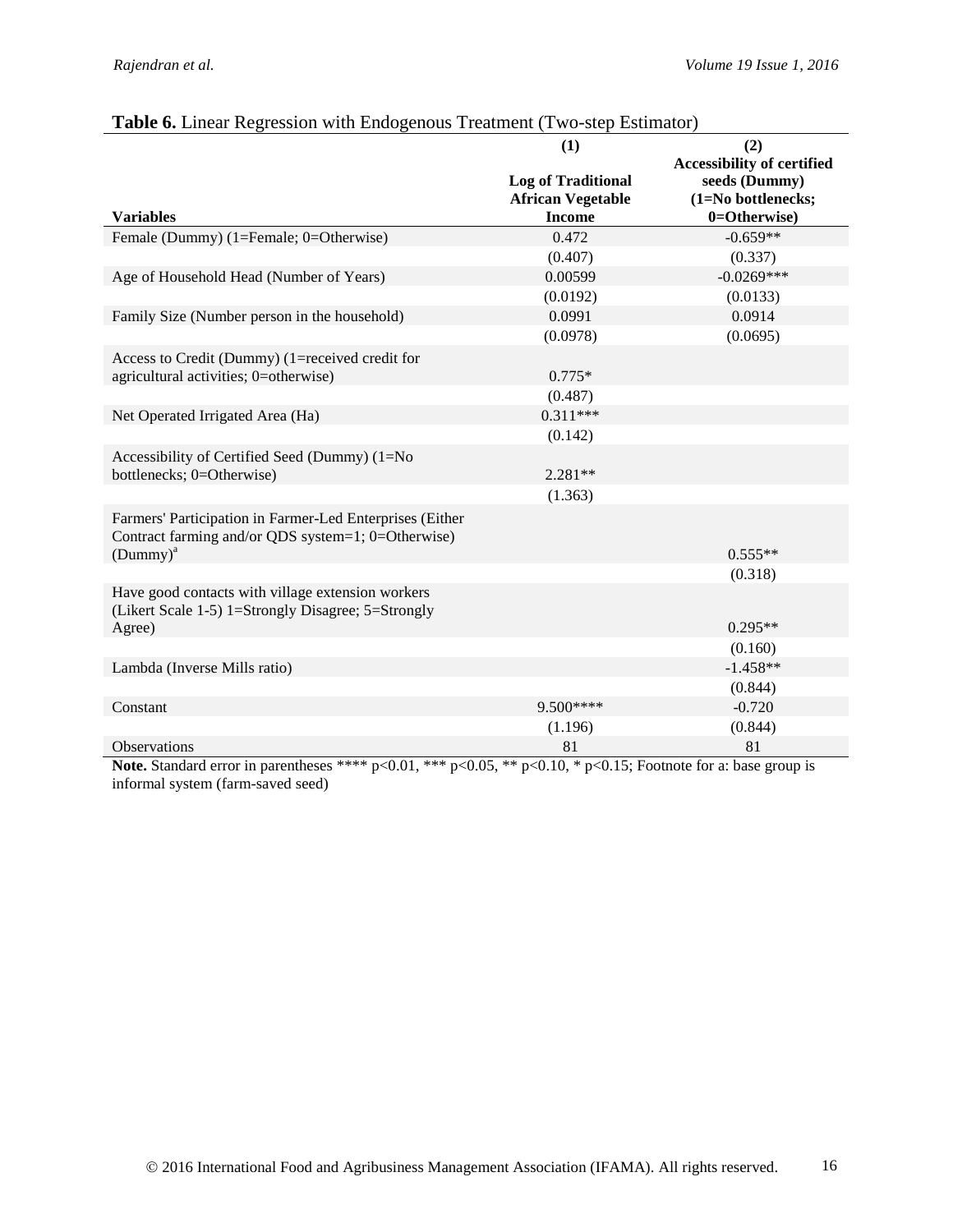**Table 6.** Linear Regression with Endogenous Treatment (Two-step Estimator)

| Variables | (1) Log of Traditional African Vegetable Income | (2) Accessibility of certified seeds (Dummy) (1=No bottlenecks; 0=Otherwise) |
|---|---|---|
| Female (Dummy) (1=Female; 0=Otherwise) | 0.472 | -0.659** |
| | (0.407) | (0.337) |
| Age of Household Head (Number of Years) | 0.00599 | -0.0269*** |
| | (0.0192) | (0.0133) |
| Family Size (Number person in the household) | 0.0991 | 0.0914 |
| | (0.0978) | (0.0695) |
| Access to Credit (Dummy) (1=received credit for agricultural activities; 0=otherwise) | 0.775* | |
| | (0.487) | |
| Net Operated Irrigated Area (Ha) | 0.311*** | |
| | (0.142) | |
| Accessibility of Certified Seed (Dummy) (1=No bottlenecks; 0=Otherwise) | 2.281** | |
| | (1.363) | |
| Farmers' Participation in Farmer-Led Enterprises (Either Contract farming and/or QDS system=1; 0=Otherwise) (Dummy)[a] | | 0.555** |
| | | (0.318) |
| Have good contacts with village extension workers (Likert Scale 1-5) 1=Strongly Disagree; 5=Strongly Agree) | | 0.295** |
| | | (0.160) |
| Lambda (Inverse Mills ratio) | | -1.458** |
| | | (0.844) |
| Constant | 9.500**** | -0.720 |
| | (1.196) | (0.844) |
| Observations | 81 | 81 |

**Note.** Standard error in parentheses **** p<0.01, *** p<0.05, ** p<0.10, * p<0.15; Footnote for a: base group is informal system (farm-saved seed)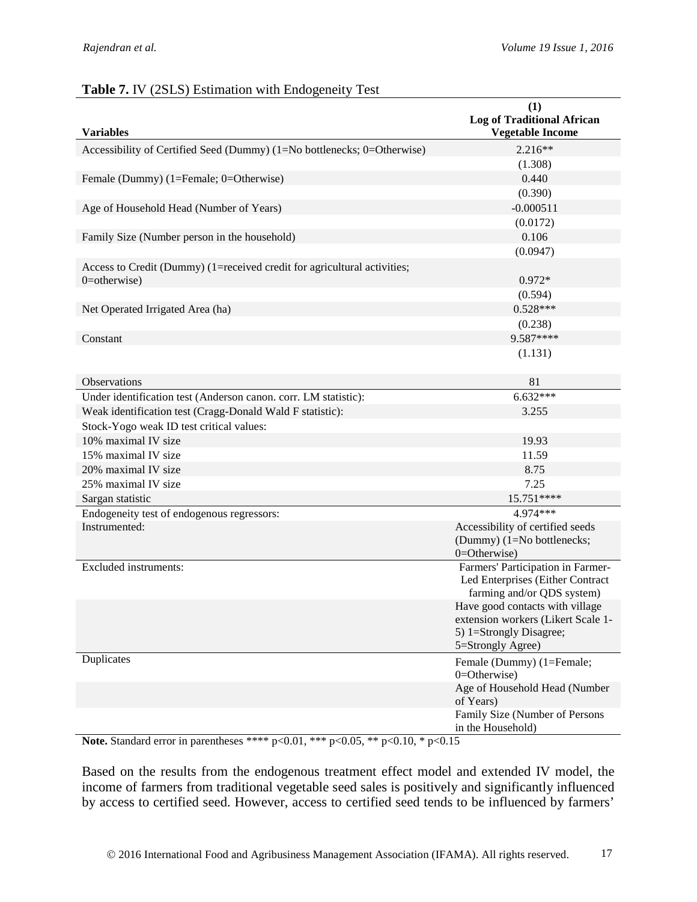**Table 7.** IV (2SLS) Estimation with Endogeneity Test

| Variables | (1) Log of Traditional African Vegetable Income |
|---|---|
| Accessibility of Certified Seed (Dummy) (1=No bottlenecks; 0=Otherwise) | 2.216** |
| | (1.308) |
| Female (Dummy) (1=Female; 0=Otherwise) | 0.440 |
| | (0.390) |
| Age of Household Head (Number of Years) | -0.000511 |
| | (0.0172) |
| Family Size (Number person in the household) | 0.106 |
| | (0.0947) |
| Access to Credit (Dummy) (1=received credit for agricultural activities; 0=otherwise) | 0.972* |
| | (0.594) |
| Net Operated Irrigated Area (ha) | 0.528*** |
| | (0.238) |
| Constant | 9.587**** |
| | (1.131) |
| Observations | 81 |
| Under identification test (Anderson canon. corr. LM statistic): | 6.632*** |
| Weak identification test (Cragg-Donald Wald F statistic): | 3.255 |
| Stock-Yogo weak ID test critical values: | |
| 10% maximal IV size | 19.93 |
| 15% maximal IV size | 11.59 |
| 20% maximal IV size | 8.75 |
| 25% maximal IV size | 7.25 |
| Sargan statistic | 15.751**** |
| Endogeneity test of endogenous regressors: | 4.974*** |
| Instrumented: | Accessibility of certified seeds (Dummy) (1=No bottlenecks; 0=Otherwise) |
| Excluded instruments: | Farmers' Participation in Farmer-Led Enterprises (Either Contract farming and/or QDS system) |
| | Have good contacts with village extension workers (Likert Scale 1-5) 1=Strongly Disagree; 5=Strongly Agree) |
| Duplicates | Female (Dummy) (1=Female; 0=Otherwise) |
| | Age of Household Head (Number of Years) |
| | Family Size (Number of Persons in the Household) |

**Note.** Standard error in parentheses **** $p<0.01$, *** $p<0.05$, ** $p<0.10$, * $p<0.15$

Based on the results from the endogenous treatment effect model and extended IV model, the income of farmers from traditional vegetable seed sales is positively and significantly influenced by access to certified seed. However, access to certified seed tends to be influenced by farmers'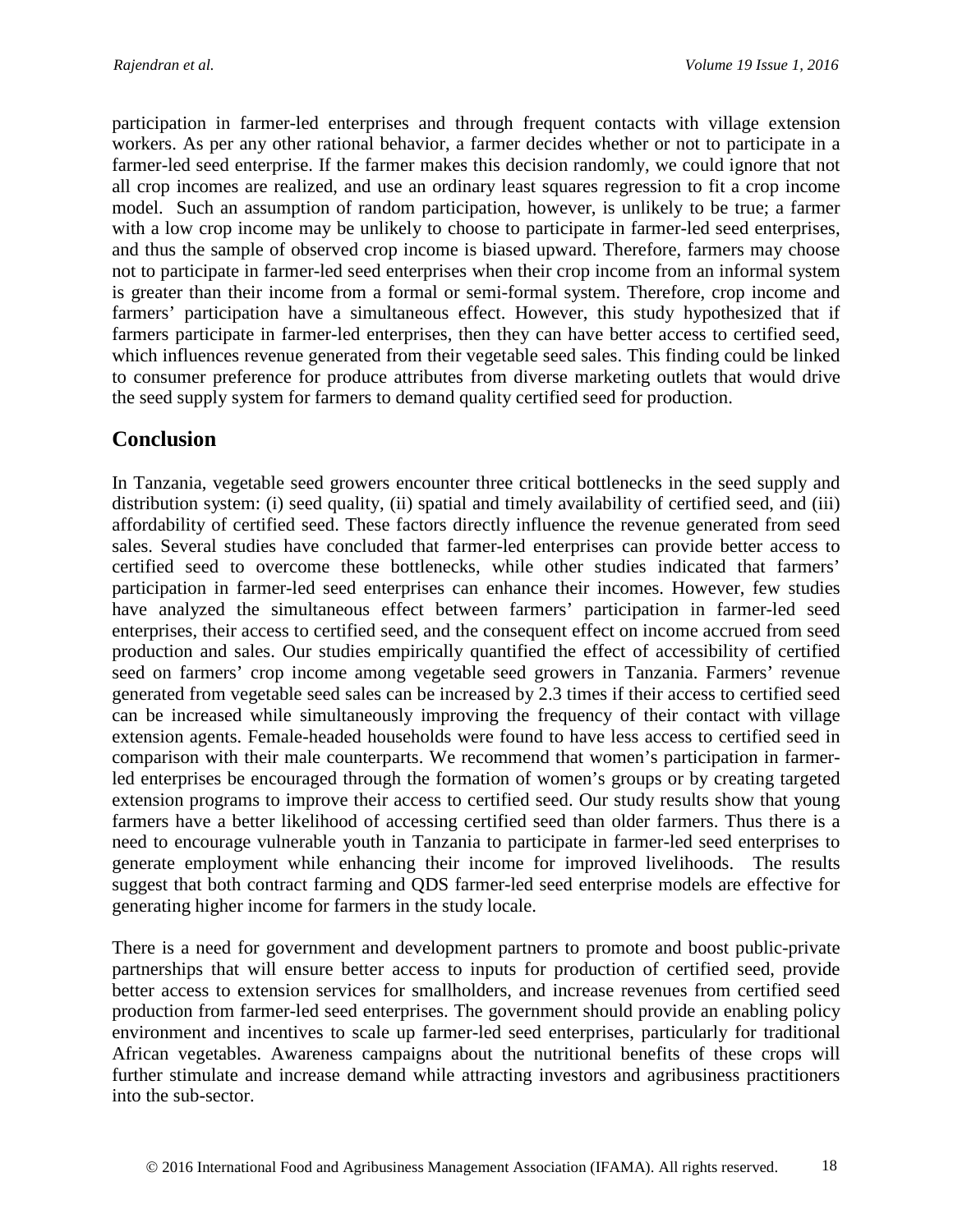participation in farmer-led enterprises and through frequent contacts with village extension workers. As per any other rational behavior, a farmer decides whether or not to participate in a farmer-led seed enterprise. If the farmer makes this decision randomly, we could ignore that not all crop incomes are realized, and use an ordinary least squares regression to fit a crop income model. Such an assumption of random participation, however, is unlikely to be true; a farmer with a low crop income may be unlikely to choose to participate in farmer-led seed enterprises, and thus the sample of observed crop income is biased upward. Therefore, farmers may choose not to participate in farmer-led seed enterprises when their crop income from an informal system is greater than their income from a formal or semi-formal system. Therefore, crop income and farmers' participation have a simultaneous effect. However, this study hypothesized that if farmers participate in farmer-led enterprises, then they can have better access to certified seed, which influences revenue generated from their vegetable seed sales. This finding could be linked to consumer preference for produce attributes from diverse marketing outlets that would drive the seed supply system for farmers to demand quality certified seed for production.

## Conclusion

In Tanzania, vegetable seed growers encounter three critical bottlenecks in the seed supply and distribution system: (i) seed quality, (ii) spatial and timely availability of certified seed, and (iii) affordability of certified seed. These factors directly influence the revenue generated from seed sales. Several studies have concluded that farmer-led enterprises can provide better access to certified seed to overcome these bottlenecks, while other studies indicated that farmers' participation in farmer-led seed enterprises can enhance their incomes. However, few studies have analyzed the simultaneous effect between farmers' participation in farmer-led seed enterprises, their access to certified seed, and the consequent effect on income accrued from seed production and sales. Our studies empirically quantified the effect of accessibility of certified seed on farmers' crop income among vegetable seed growers in Tanzania. Farmers' revenue generated from vegetable seed sales can be increased by 2.3 times if their access to certified seed can be increased while simultaneously improving the frequency of their contact with village extension agents. Female-headed households were found to have less access to certified seed in comparison with their male counterparts. We recommend that women's participation in farmer-led enterprises be encouraged through the formation of women's groups or by creating targeted extension programs to improve their access to certified seed. Our study results show that young farmers have a better likelihood of accessing certified seed than older farmers. Thus there is a need to encourage vulnerable youth in Tanzania to participate in farmer-led seed enterprises to generate employment while enhancing their income for improved livelihoods. The results suggest that both contract farming and QDS farmer-led seed enterprise models are effective for generating higher income for farmers in the study locale.

There is a need for government and development partners to promote and boost public-private partnerships that will ensure better access to inputs for production of certified seed, provide better access to extension services for smallholders, and increase revenues from certified seed production from farmer-led seed enterprises. The government should provide an enabling policy environment and incentives to scale up farmer-led seed enterprises, particularly for traditional African vegetables. Awareness campaigns about the nutritional benefits of these crops will further stimulate and increase demand while attracting investors and agribusiness practitioners into the sub-sector.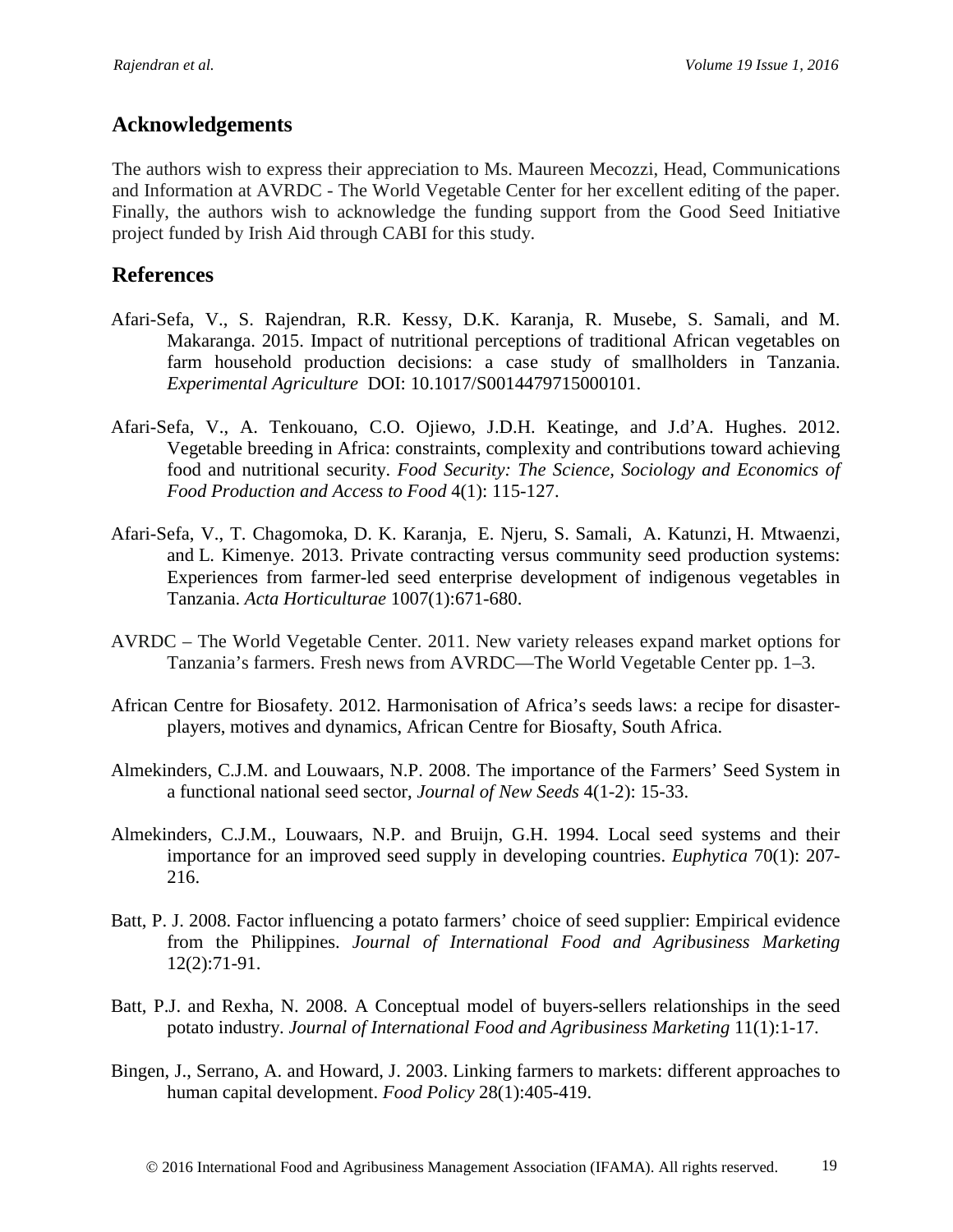## Acknowledgements

The authors wish to express their appreciation to Ms. Maureen Mecozzi, Head, Communications and Information at AVRDC - The World Vegetable Center for her excellent editing of the paper. Finally, the authors wish to acknowledge the funding support from the Good Seed Initiative project funded by Irish Aid through CABI for this study.

## References

Afari-Sefa, V., S. Rajendran, R.R. Kessy, D.K. Karanja, R. Musebe, S. Samali, and M. Makaranga. 2015. Impact of nutritional perceptions of traditional African vegetables on farm household production decisions: a case study of smallholders in Tanzania. *Experimental Agriculture* DOI: 10.1017/S0014479715000101.

Afari-Sefa, V., A. Tenkouano, C.O. Ojiewo, J.D.H. Keatinge, and J.d'A. Hughes. 2012. Vegetable breeding in Africa: constraints, complexity and contributions toward achieving food and nutritional security. *Food Security: The Science, Sociology and Economics of Food Production and Access to Food* 4(1): 115-127.

Afari-Sefa, V., T. Chagomoka, D. K. Karanja, E. Njeru, S. Samali, A. Katunzi, H. Mtwaenzi, and L. Kimenye. 2013. Private contracting versus community seed production systems: Experiences from farmer-led seed enterprise development of indigenous vegetables in Tanzania. *Acta Horticulturae* 1007(1):671-680.

AVRDC – The World Vegetable Center. 2011. New variety releases expand market options for Tanzania's farmers. Fresh news from AVRDC—The World Vegetable Center pp. 1–3.

African Centre for Biosafety. 2012. Harmonisation of Africa's seeds laws: a recipe for disaster- players, motives and dynamics, African Centre for Biosafty, South Africa.

Almekinders, C.J.M. and Louwaars, N.P. 2008. The importance of the Farmers' Seed System in a functional national seed sector, *Journal of New Seeds* 4(1-2): 15-33.

Almekinders, C.J.M., Louwaars, N.P. and Bruijn, G.H. 1994. Local seed systems and their importance for an improved seed supply in developing countries. *Euphytica* 70(1): 207-216.

Batt, P. J. 2008. Factor influencing a potato farmers' choice of seed supplier: Empirical evidence from the Philippines. *Journal of International Food and Agribusiness Marketing* 12(2):71-91.

Batt, P.J. and Rexha, N. 2008. A Conceptual model of buyers-sellers relationships in the seed potato industry. *Journal of International Food and Agribusiness Marketing* 11(1):1-17.

Bingen, J., Serrano, A. and Howard, J. 2003. Linking farmers to markets: different approaches to human capital development. *Food Policy* 28(1):405-419.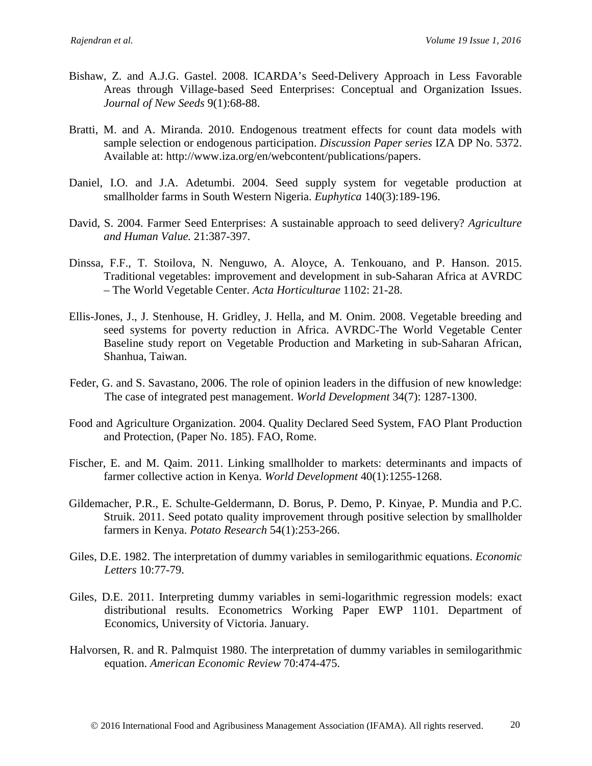Bishaw, Z. and A.J.G. Gastel. 2008. ICARDA's Seed-Delivery Approach in Less Favorable Areas through Village-based Seed Enterprises: Conceptual and Organization Issues. *Journal of New Seeds* 9(1):68-88.

Bratti, M. and A. Miranda. 2010. Endogenous treatment effects for count data models with sample selection or endogenous participation. *Discussion Paper series* IZA DP No. 5372. Available at: http://www.iza.org/en/webcontent/publications/papers.

Daniel, I.O. and J.A. Adetumbi. 2004. Seed supply system for vegetable production at smallholder farms in South Western Nigeria. *Euphytica* 140(3):189-196.

David, S. 2004. Farmer Seed Enterprises: A sustainable approach to seed delivery? *Agriculture and Human Value.* 21:387-397.

Dinssa, F.F., T. Stoilova, N. Nenguwo, A. Aloyce, A. Tenkouano, and P. Hanson. 2015. Traditional vegetables: improvement and development in sub-Saharan Africa at AVRDC – The World Vegetable Center. *Acta Horticulturae* 1102: 21-28.

Ellis-Jones, J., J. Stenhouse, H. Gridley, J. Hella, and M. Onim. 2008. Vegetable breeding and seed systems for poverty reduction in Africa. AVRDC-The World Vegetable Center Baseline study report on Vegetable Production and Marketing in sub-Saharan African, Shanhua, Taiwan.

Feder, G. and S. Savastano, 2006. The role of opinion leaders in the diffusion of new knowledge: The case of integrated pest management. *World Development* 34(7): 1287-1300.

Food and Agriculture Organization. 2004. Quality Declared Seed System, FAO Plant Production and Protection, (Paper No. 185). FAO, Rome.

Fischer, E. and M. Qaim. 2011. Linking smallholder to markets: determinants and impacts of farmer collective action in Kenya. *World Development* 40(1):1255-1268.

Gildemacher, P.R., E. Schulte-Geldermann, D. Borus, P. Demo, P. Kinyae, P. Mundia and P.C. Struik. 2011. Seed potato quality improvement through positive selection by smallholder farmers in Kenya. *Potato Research* 54(1):253-266.

Giles, D.E. 1982. The interpretation of dummy variables in semilogarithmic equations. *Economic Letters* 10:77-79.

Giles, D.E. 2011. Interpreting dummy variables in semi-logarithmic regression models: exact distributional results. Econometrics Working Paper EWP 1101. Department of Economics, University of Victoria. January.

Halvorsen, R. and R. Palmquist 1980. The interpretation of dummy variables in semilogarithmic equation. *American Economic Review* 70:474-475.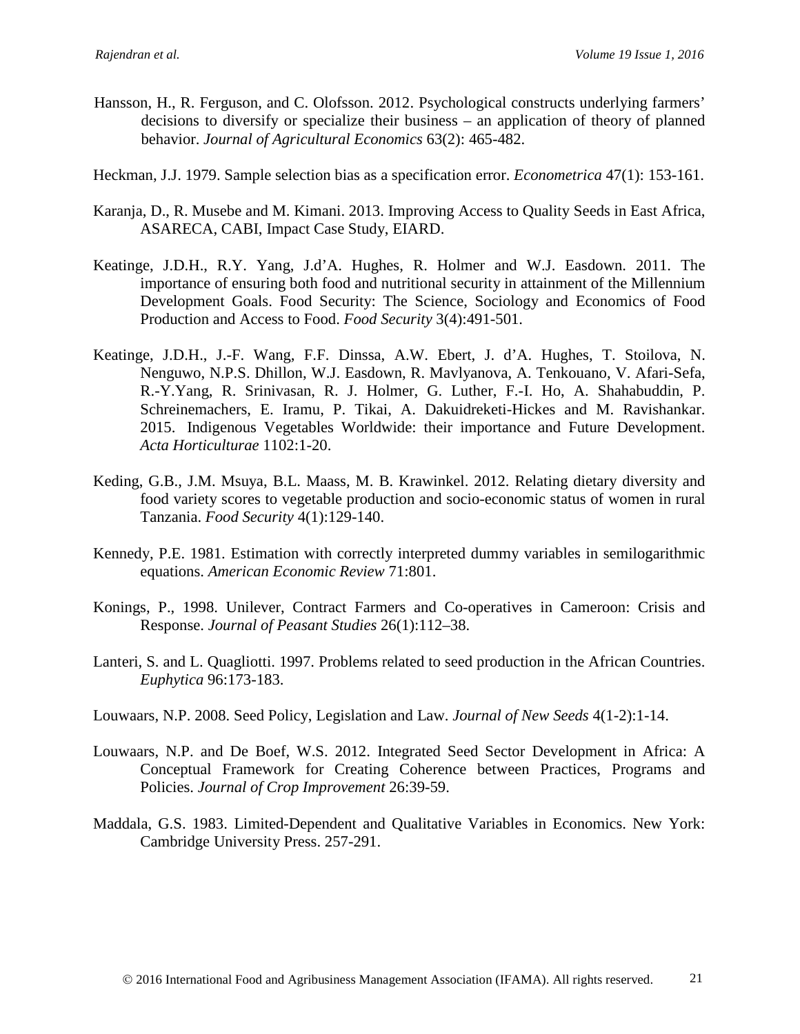Hansson, H., R. Ferguson, and C. Olofsson. 2012. Psychological constructs underlying farmers' decisions to diversify or specialize their business – an application of theory of planned behavior. *Journal of Agricultural Economics* 63(2): 465-482.

Heckman, J.J. 1979. Sample selection bias as a specification error. *Econometrica* 47(1): 153-161.

Karanja, D., R. Musebe and M. Kimani. 2013. Improving Access to Quality Seeds in East Africa, ASARECA, CABI, Impact Case Study, EIARD.

Keatinge, J.D.H., R.Y. Yang, J.d'A. Hughes, R. Holmer and W.J. Easdown. 2011. The importance of ensuring both food and nutritional security in attainment of the Millennium Development Goals. Food Security: The Science, Sociology and Economics of Food Production and Access to Food. *Food Security* 3(4):491-501.

Keatinge, J.D.H., J.-F. Wang, F.F. Dinssa, A.W. Ebert, J. d'A. Hughes, T. Stoilova, N. Nenguwo, N.P.S. Dhillon, W.J. Easdown, R. Mavlyanova, A. Tenkouano, V. Afari-Sefa, R.-Y.Yang, R. Srinivasan, R. J. Holmer, G. Luther, F.-I. Ho, A. Shahabuddin, P. Schreinemachers, E. Iramu, P. Tikai, A. Dakuidreketi-Hickes and M. Ravishankar. 2015. Indigenous Vegetables Worldwide: their importance and Future Development. *Acta Horticulturae* 1102:1-20.

Keding, G.B., J.M. Msuya, B.L. Maass, M. B. Krawinkel. 2012. Relating dietary diversity and food variety scores to vegetable production and socio-economic status of women in rural Tanzania. *Food Security* 4(1):129-140.

Kennedy, P.E. 1981. Estimation with correctly interpreted dummy variables in semilogarithmic equations. *American Economic Review* 71:801.

Konings, P., 1998. Unilever, Contract Farmers and Co-operatives in Cameroon: Crisis and Response. *Journal of Peasant Studies* 26(1):112–38.

Lanteri, S. and L. Quagliotti. 1997. Problems related to seed production in the African Countries. *Euphytica* 96:173-183.

Louwaars, N.P. 2008. Seed Policy, Legislation and Law. *Journal of New Seeds* 4(1-2):1-14.

Louwaars, N.P. and De Boef, W.S. 2012. Integrated Seed Sector Development in Africa: A Conceptual Framework for Creating Coherence between Practices, Programs and Policies. *Journal of Crop Improvement* 26:39-59.

Maddala, G.S. 1983. Limited-Dependent and Qualitative Variables in Economics. New York: Cambridge University Press. 257-291.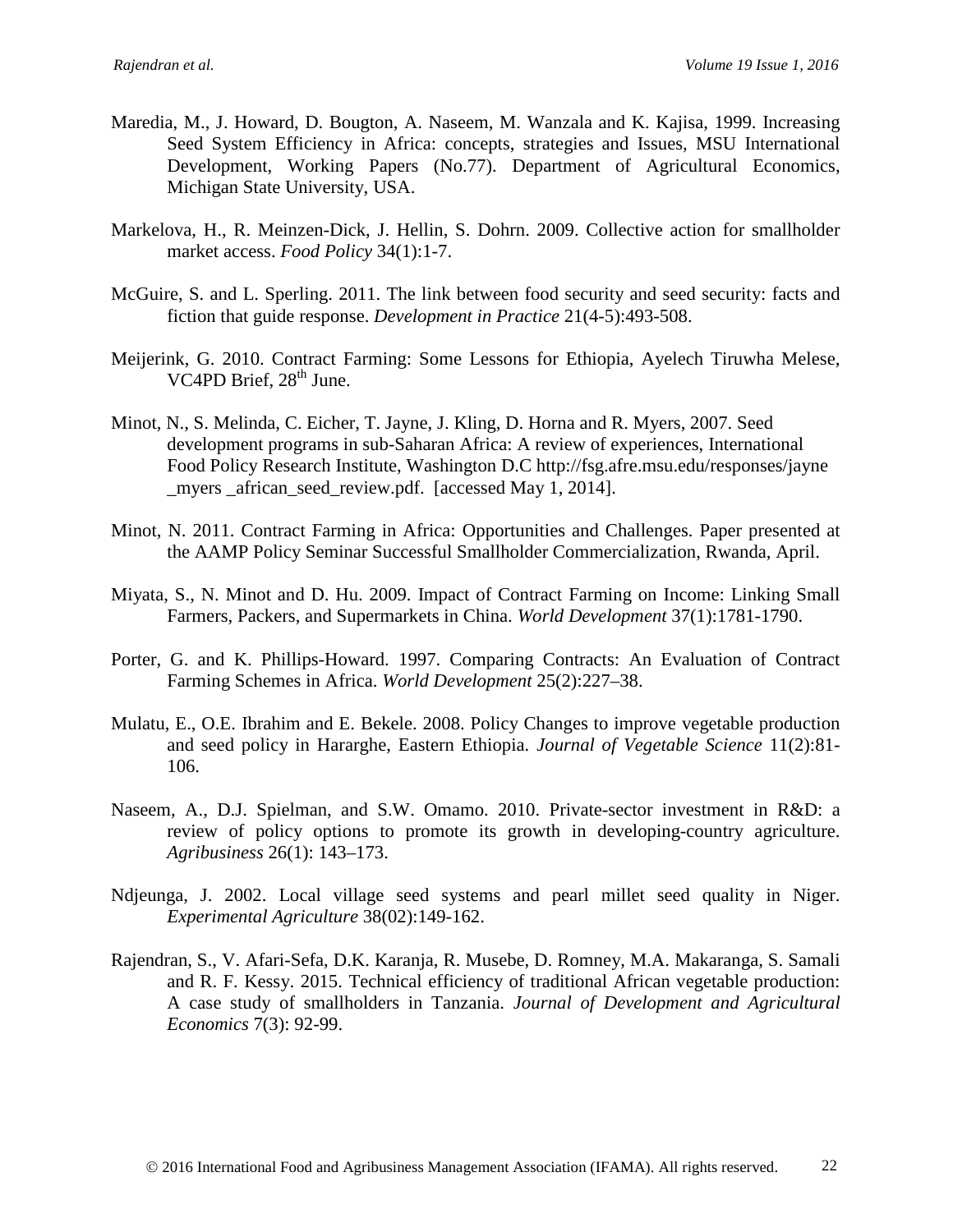Maredia, M., J. Howard, D. Bougton, A. Naseem, M. Wanzala and K. Kajisa, 1999. Increasing Seed System Efficiency in Africa: concepts, strategies and Issues, MSU International Development, Working Papers (No.77). Department of Agricultural Economics, Michigan State University, USA.

Markelova, H., R. Meinzen-Dick, J. Hellin, S. Dohrn. 2009. Collective action for smallholder market access. *Food Policy* 34(1):1-7.

McGuire, S. and L. Sperling. 2011. The link between food security and seed security: facts and fiction that guide response. *Development in Practice* 21(4-5):493-508.

Meijerink, G. 2010. Contract Farming: Some Lessons for Ethiopia, Ayelech Tiruwha Melese, VC4PD Brief, 28th June.

Minot, N., S. Melinda, C. Eicher, T. Jayne, J. Kling, D. Horna and R. Myers, 2007. Seed development programs in sub-Saharan Africa: A review of experiences, International Food Policy Research Institute, Washington D.C http://fsg.afre.msu.edu/responses/jayne _myers _african_seed_review.pdf. [accessed May 1, 2014].

Minot, N. 2011. Contract Farming in Africa: Opportunities and Challenges. Paper presented at the AAMP Policy Seminar Successful Smallholder Commercialization, Rwanda, April.

Miyata, S., N. Minot and D. Hu. 2009. Impact of Contract Farming on Income: Linking Small Farmers, Packers, and Supermarkets in China. *World Development* 37(1):1781-1790.

Porter, G. and K. Phillips-Howard. 1997. Comparing Contracts: An Evaluation of Contract Farming Schemes in Africa. *World Development* 25(2):227–38.

Mulatu, E., O.E. Ibrahim and E. Bekele. 2008. Policy Changes to improve vegetable production and seed policy in Hararghe, Eastern Ethiopia. *Journal of Vegetable Science* 11(2):81-106.

Naseem, A., D.J. Spielman, and S.W. Omamo. 2010. Private-sector investment in R&D: a review of policy options to promote its growth in developing-country agriculture. *Agribusiness* 26(1): 143–173.

Ndjeunga, J. 2002. Local village seed systems and pearl millet seed quality in Niger. *Experimental Agriculture* 38(02):149-162.

Rajendran, S., V. Afari-Sefa, D.K. Karanja, R. Musebe, D. Romney, M.A. Makaranga, S. Samali and R. F. Kessy. 2015. Technical efficiency of traditional African vegetable production: A case study of smallholders in Tanzania. *Journal of Development and Agricultural Economics* 7(3): 92-99.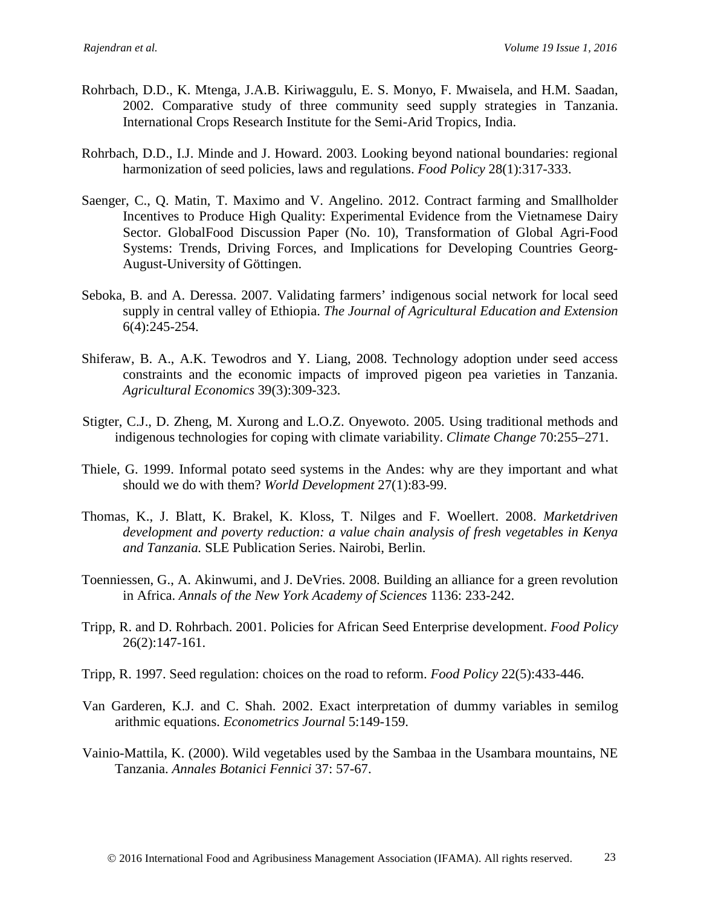Rohrbach, D.D., K. Mtenga, J.A.B. Kiriwaggulu, E. S. Monyo, F. Mwaisela, and H.M. Saadan, 2002. Comparative study of three community seed supply strategies in Tanzania. International Crops Research Institute for the Semi-Arid Tropics, India.

Rohrbach, D.D., I.J. Minde and J. Howard. 2003. Looking beyond national boundaries: regional harmonization of seed policies, laws and regulations. *Food Policy* 28(1):317-333.

Saenger, C., Q. Matin, T. Maximo and V. Angelino. 2012. Contract farming and Smallholder Incentives to Produce High Quality: Experimental Evidence from the Vietnamese Dairy Sector. GlobalFood Discussion Paper (No. 10), Transformation of Global Agri-Food Systems: Trends, Driving Forces, and Implications for Developing Countries Georg-August-University of Göttingen.

Seboka, B. and A. Deressa. 2007. Validating farmers' indigenous social network for local seed supply in central valley of Ethiopia. *The Journal of Agricultural Education and Extension* 6(4):245-254.

Shiferaw, B. A., A.K. Tewodros and Y. Liang, 2008. Technology adoption under seed access constraints and the economic impacts of improved pigeon pea varieties in Tanzania. *Agricultural Economics* 39(3):309-323.

Stigter, C.J., D. Zheng, M. Xurong and L.O.Z. Onyewoto. 2005. Using traditional methods and indigenous technologies for coping with climate variability. *Climate Change* 70:255–271.

Thiele, G. 1999. Informal potato seed systems in the Andes: why are they important and what should we do with them? *World Development* 27(1):83-99.

Thomas, K., J. Blatt, K. Brakel, K. Kloss, T. Nilges and F. Woellert. 2008. *Marketdriven development and poverty reduction: a value chain analysis of fresh vegetables in Kenya and Tanzania.* SLE Publication Series. Nairobi, Berlin.

Toenniessen, G., A. Akinwumi, and J. DeVries. 2008. Building an alliance for a green revolution in Africa. *Annals of the New York Academy of Sciences* 1136: 233-242.

Tripp, R. and D. Rohrbach. 2001. Policies for African Seed Enterprise development. *Food Policy* 26(2):147-161.

Tripp, R. 1997. Seed regulation: choices on the road to reform. *Food Policy* 22(5):433-446.

Van Garderen, K.J. and C. Shah. 2002. Exact interpretation of dummy variables in semilog arithmic equations. *Econometrics Journal* 5:149-159.

Vainio-Mattila, K. (2000). Wild vegetables used by the Sambaa in the Usambara mountains, NE Tanzania. *Annales Botanici Fennici* 37: 57-67.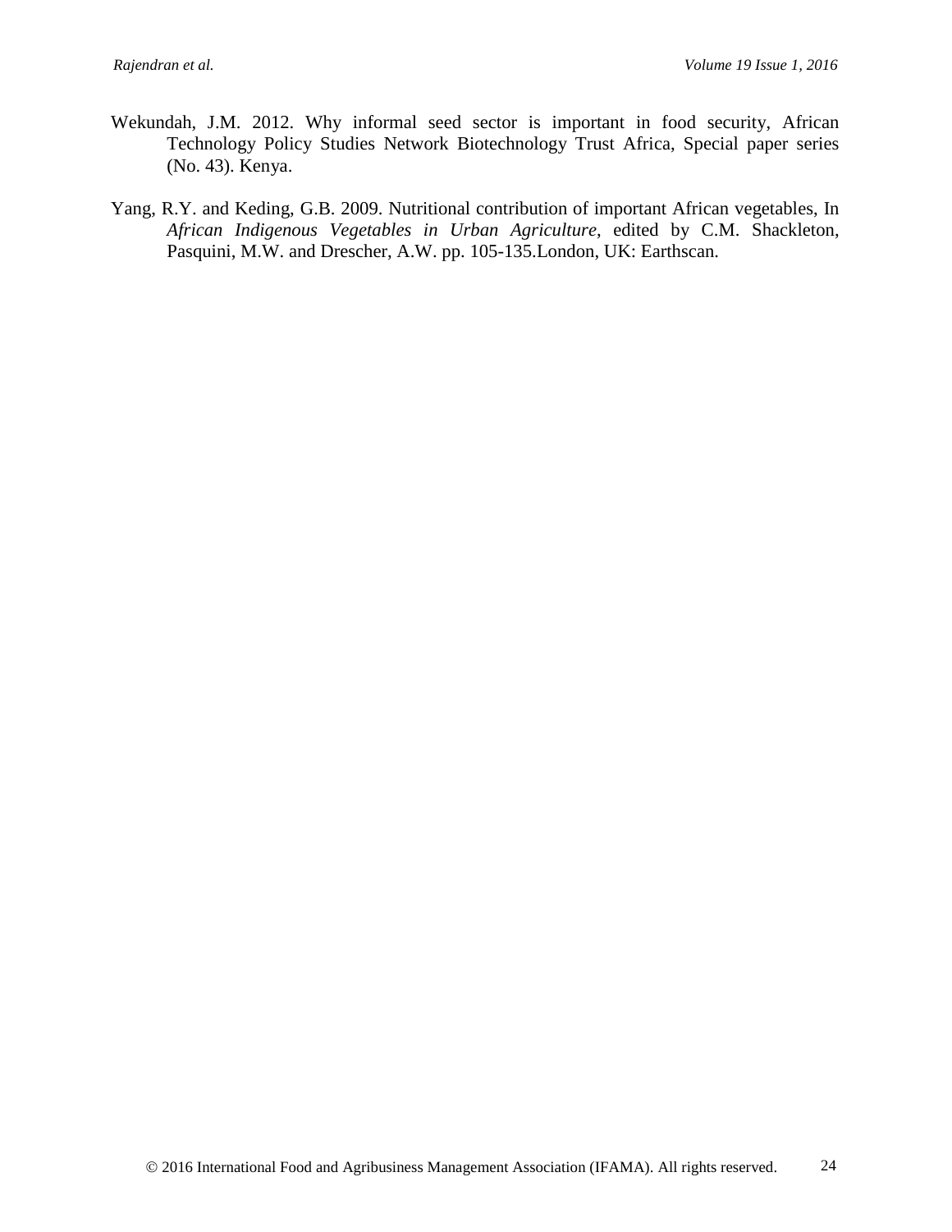Wekundah, J.M. 2012. Why informal seed sector is important in food security, African Technology Policy Studies Network Biotechnology Trust Africa, Special paper series (No. 43). Kenya.

Yang, R.Y. and Keding, G.B. 2009. Nutritional contribution of important African vegetables, In *African Indigenous Vegetables in Urban Agriculture*, edited by C.M. Shackleton, Pasquini, M.W. and Drescher, A.W. pp. 105-135.London, UK: Earthscan.